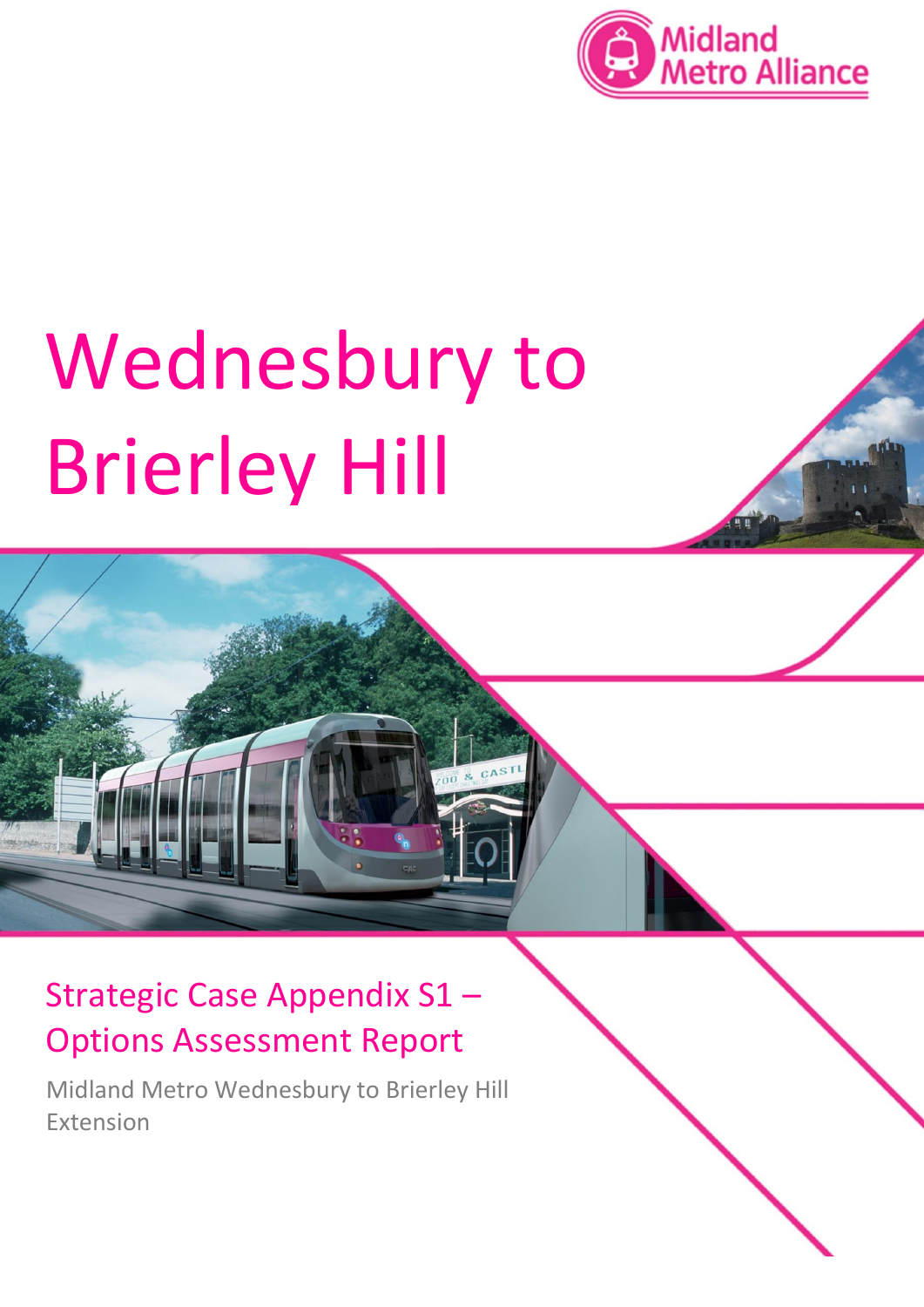Midland Metro Alliance

# Wednesbury to Brierley Hill

## Strategic Case Appendix S1 – Options Assessment Report

Midland Metro Wednesbury to Brierley Hill Extension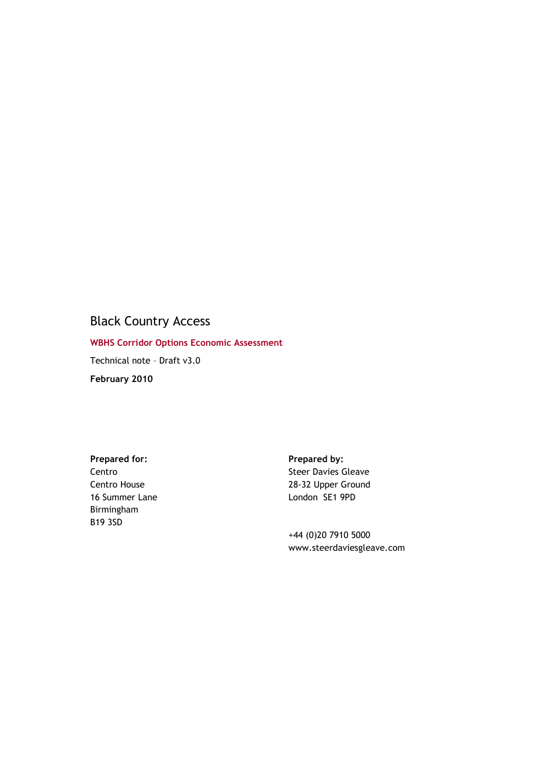# Black Country Access

**WBHS Corridor Options Economic Assessment**

Technical note – Draft v3.0

**February 2010**

**Prepared for:**
Centro
Centro House
16 Summer Lane
Birmingham
B19 3SD

**Prepared by:**
Steer Davies Gleave
28-32 Upper Ground
London SE1 9PD

+44 (0)20 7910 5000
www.steerdaviesgleave.com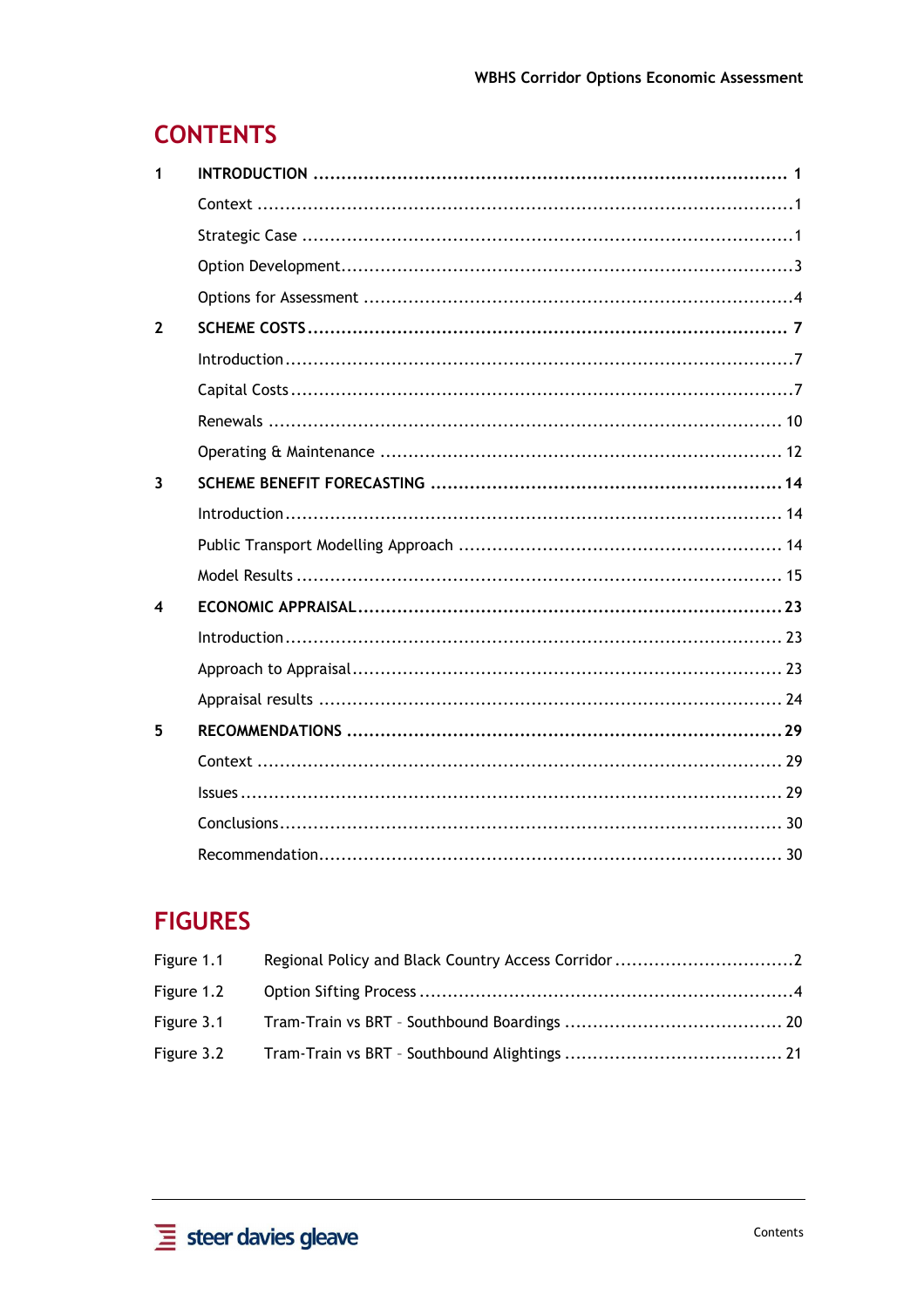# CONTENTS

1 INTRODUCTION .......... 1

Context .......... 1

Strategic Case .......... 1

Option Development .......... 3

Options for Assessment .......... 4

2 SCHEME COSTS .......... 7

Introduction .......... 7

Capital Costs .......... 7

Renewals .......... 10

Operating & Maintenance .......... 12

3 SCHEME BENEFIT FORECASTING .......... 14

Introduction .......... 14

Public Transport Modelling Approach .......... 14

Model Results .......... 15

4 ECONOMIC APPRAISAL .......... 23

Introduction .......... 23

Approach to Appraisal .......... 23

Appraisal results .......... 24

5 RECOMMENDATIONS .......... 29

Context .......... 29

Issues .......... 29

Conclusions .......... 30

Recommendation .......... 30

# FIGURES

Figure 1.1 Regional Policy and Black Country Access Corridor .......... 2

Figure 1.2 Option Sifting Process .......... 4

Figure 3.1 Tram-Train vs BRT – Southbound Boardings .......... 20

Figure 3.2 Tram-Train vs BRT – Southbound Alightings .......... 21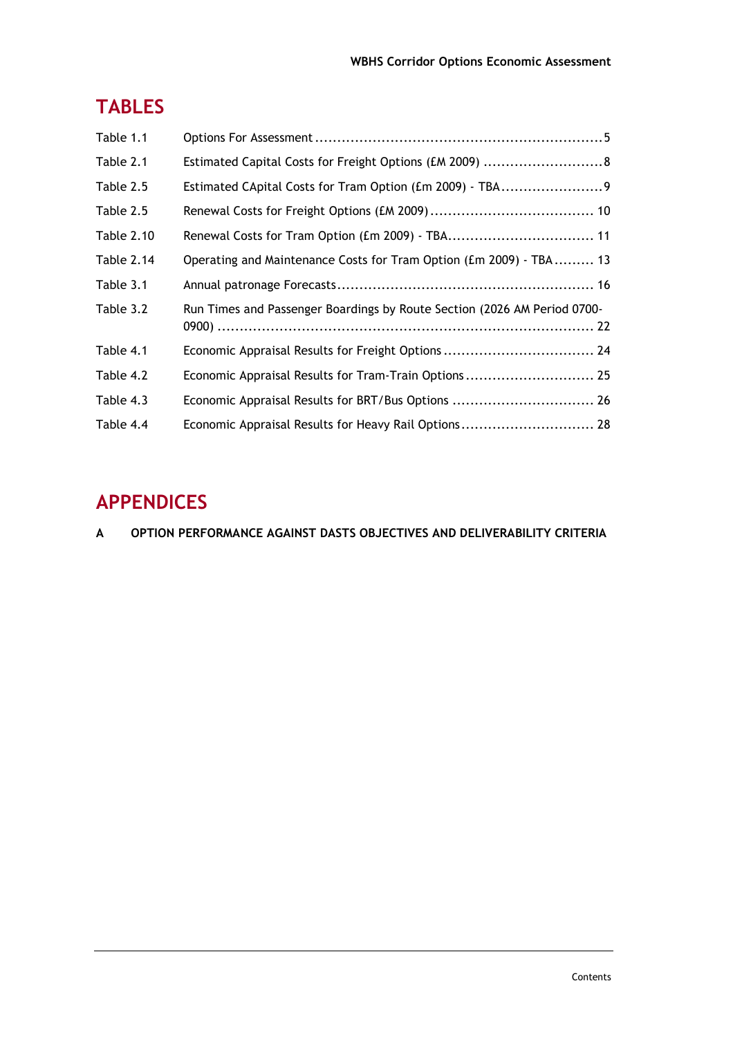## TABLES

| | | |
|---|---|---|
| Table 1.1 | Options For Assessment | 5 |
| Table 2.1 | Estimated Capital Costs for Freight Options (£M 2009) | 8 |
| Table 2.5 | Estimated CApital Costs for Tram Option (£m 2009) - TBA | 9 |
| Table 2.5 | Renewal Costs for Freight Options (£M 2009) | 10 |
| Table 2.10 | Renewal Costs for Tram Option (£m 2009) - TBA | 11 |
| Table 2.14 | Operating and Maintenance Costs for Tram Option (£m 2009) - TBA | 13 |
| Table 3.1 | Annual patronage Forecasts | 16 |
| Table 3.2 | Run Times and Passenger Boardings by Route Section (2026 AM Period 0700-0900) | 22 |
| Table 4.1 | Economic Appraisal Results for Freight Options | 24 |
| Table 4.2 | Economic Appraisal Results for Tram-Train Options | 25 |
| Table 4.3 | Economic Appraisal Results for BRT/Bus Options | 26 |
| Table 4.4 | Economic Appraisal Results for Heavy Rail Options | 28 |

## APPENDICES

**A OPTION PERFORMANCE AGAINST DASTS OBJECTIVES AND DELIVERABILITY CRITERIA**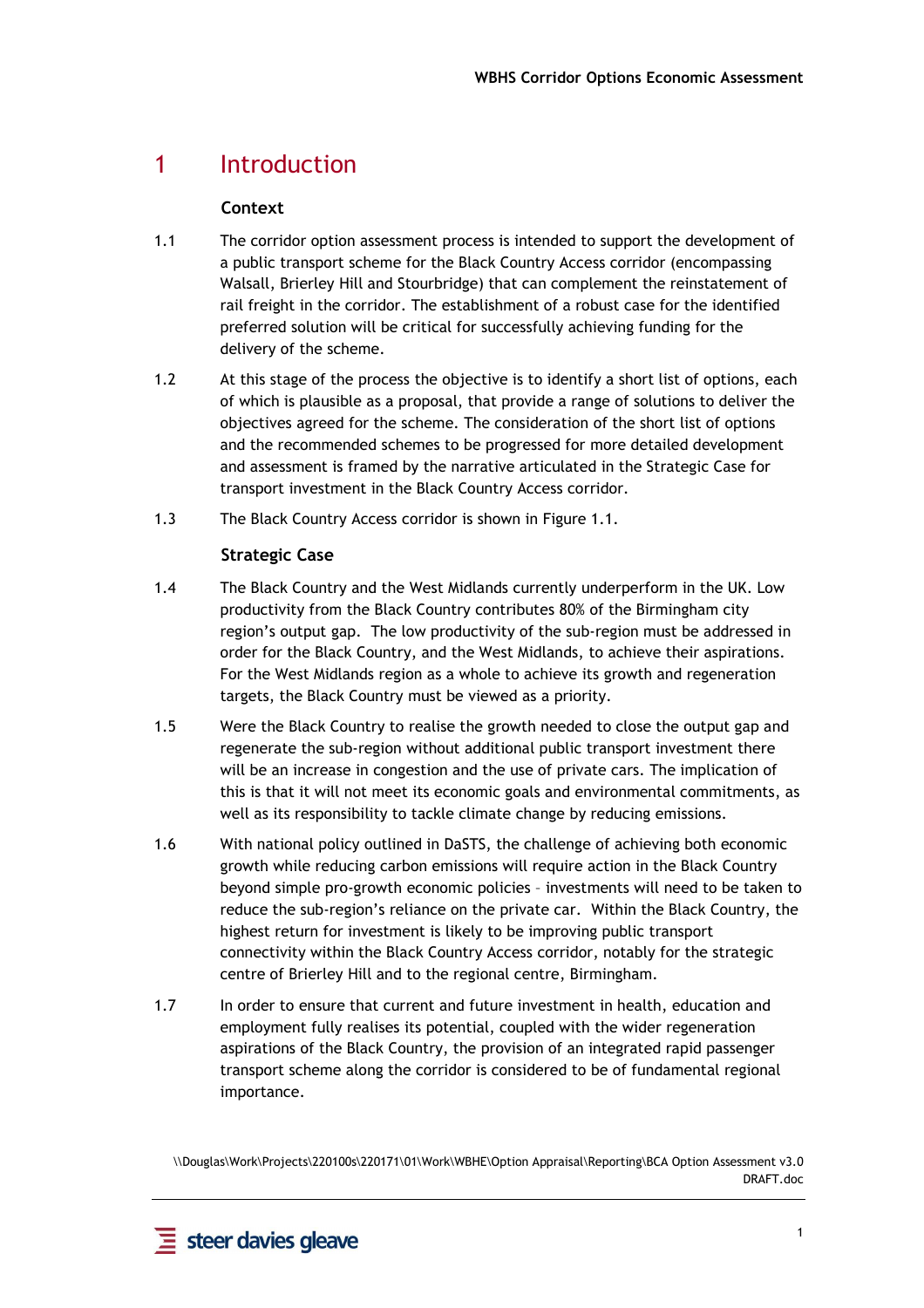# 1 Introduction

### Context

1.1 The corridor option assessment process is intended to support the development of a public transport scheme for the Black Country Access corridor (encompassing Walsall, Brierley Hill and Stourbridge) that can complement the reinstatement of rail freight in the corridor. The establishment of a robust case for the identified preferred solution will be critical for successfully achieving funding for the delivery of the scheme.

1.2 At this stage of the process the objective is to identify a short list of options, each of which is plausible as a proposal, that provide a range of solutions to deliver the objectives agreed for the scheme. The consideration of the short list of options and the recommended schemes to be progressed for more detailed development and assessment is framed by the narrative articulated in the Strategic Case for transport investment in the Black Country Access corridor.

1.3 The Black Country Access corridor is shown in Figure 1.1.

### Strategic Case

1.4 The Black Country and the West Midlands currently underperform in the UK. Low productivity from the Black Country contributes 80% of the Birmingham city region's output gap. The low productivity of the sub-region must be addressed in order for the Black Country, and the West Midlands, to achieve their aspirations. For the West Midlands region as a whole to achieve its growth and regeneration targets, the Black Country must be viewed as a priority.

1.5 Were the Black Country to realise the growth needed to close the output gap and regenerate the sub-region without additional public transport investment there will be an increase in congestion and the use of private cars. The implication of this is that it will not meet its economic goals and environmental commitments, as well as its responsibility to tackle climate change by reducing emissions.

1.6 With national policy outlined in DaSTS, the challenge of achieving both economic growth while reducing carbon emissions will require action in the Black Country beyond simple pro-growth economic policies – investments will need to be taken to reduce the sub-region's reliance on the private car. Within the Black Country, the highest return for investment is likely to be improving public transport connectivity within the Black Country Access corridor, notably for the strategic centre of Brierley Hill and to the regional centre, Birmingham.

1.7 In order to ensure that current and future investment in health, education and employment fully realises its potential, coupled with the wider regeneration aspirations of the Black Country, the provision of an integrated rapid passenger transport scheme along the corridor is considered to be of fundamental regional importance.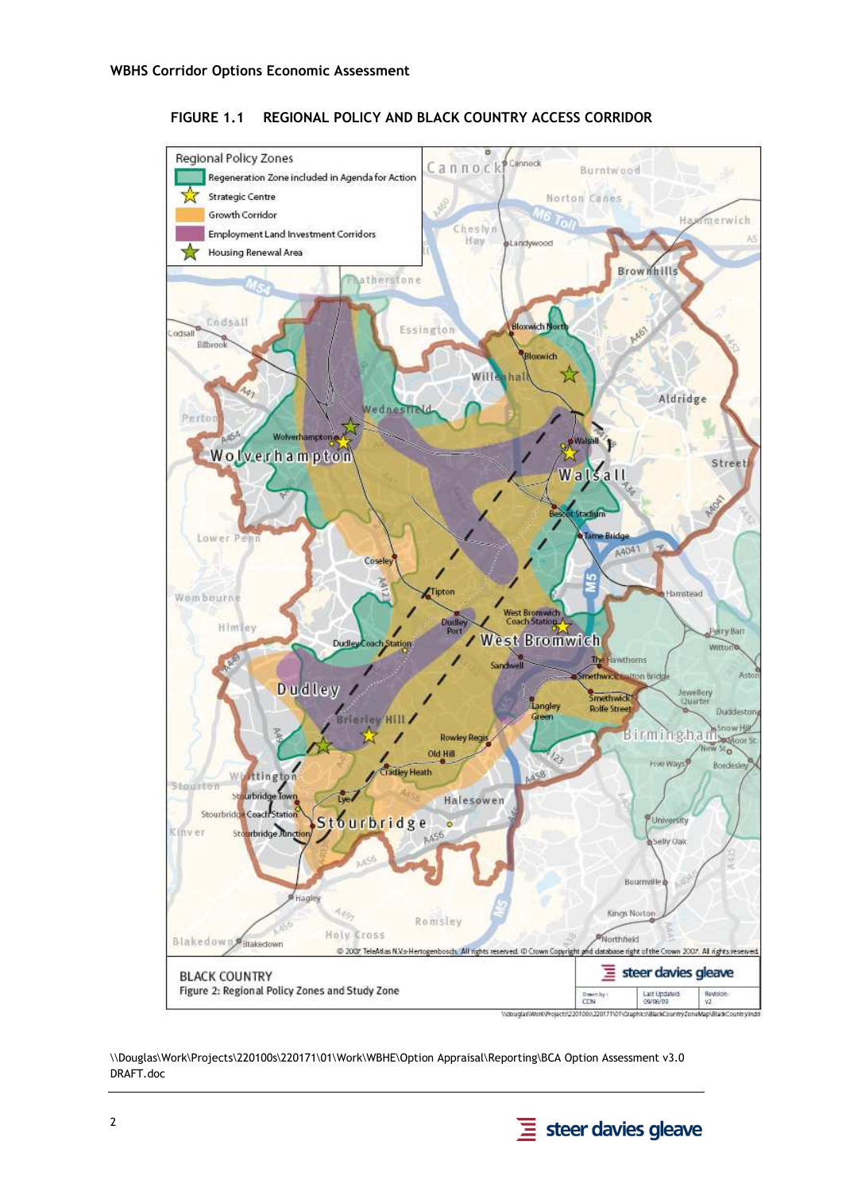**FIGURE 1.1 REGIONAL POLICY AND BLACK COUNTRY ACCESS CORRIDOR**

\\Douglas\Work\Projects\220100s\220171\01\Work\WBHE\Option Appraisal\Reporting\BCA Option Assessment v3.0 DRAFT.doc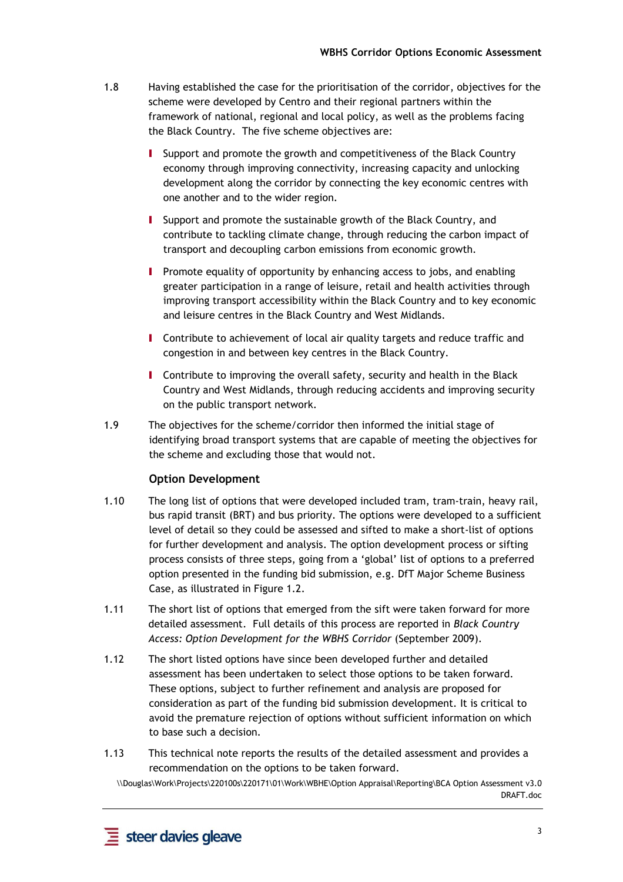1.8 Having established the case for the prioritisation of the corridor, objectives for the scheme were developed by Centro and their regional partners within the framework of national, regional and local policy, as well as the problems facing the Black Country. The five scheme objectives are:

- Support and promote the growth and competitiveness of the Black Country economy through improving connectivity, increasing capacity and unlocking development along the corridor by connecting the key economic centres with one another and to the wider region.
- Support and promote the sustainable growth of the Black Country, and contribute to tackling climate change, through reducing the carbon impact of transport and decoupling carbon emissions from economic growth.
- Promote equality of opportunity by enhancing access to jobs, and enabling greater participation in a range of leisure, retail and health activities through improving transport accessibility within the Black Country and to key economic and leisure centres in the Black Country and West Midlands.
- Contribute to achievement of local air quality targets and reduce traffic and congestion in and between key centres in the Black Country.
- Contribute to improving the overall safety, security and health in the Black Country and West Midlands, through reducing accidents and improving security on the public transport network.

1.9 The objectives for the scheme/corridor then informed the initial stage of identifying broad transport systems that are capable of meeting the objectives for the scheme and excluding those that would not.

### Option Development

1.10 The long list of options that were developed included tram, tram-train, heavy rail, bus rapid transit (BRT) and bus priority. The options were developed to a sufficient level of detail so they could be assessed and sifted to make a short-list of options for further development and analysis. The option development process or sifting process consists of three steps, going from a 'global' list of options to a preferred option presented in the funding bid submission, e.g. DfT Major Scheme Business Case, as illustrated in Figure 1.2.

1.11 The short list of options that emerged from the sift were taken forward for more detailed assessment. Full details of this process are reported in *Black Country Access: Option Development for the WBHS Corridor* (September 2009).

1.12 The short listed options have since been developed further and detailed assessment has been undertaken to select those options to be taken forward. These options, subject to further refinement and analysis are proposed for consideration as part of the funding bid submission development. It is critical to avoid the premature rejection of options without sufficient information on which to base such a decision.

1.13 This technical note reports the results of the detailed assessment and provides a recommendation on the options to be taken forward.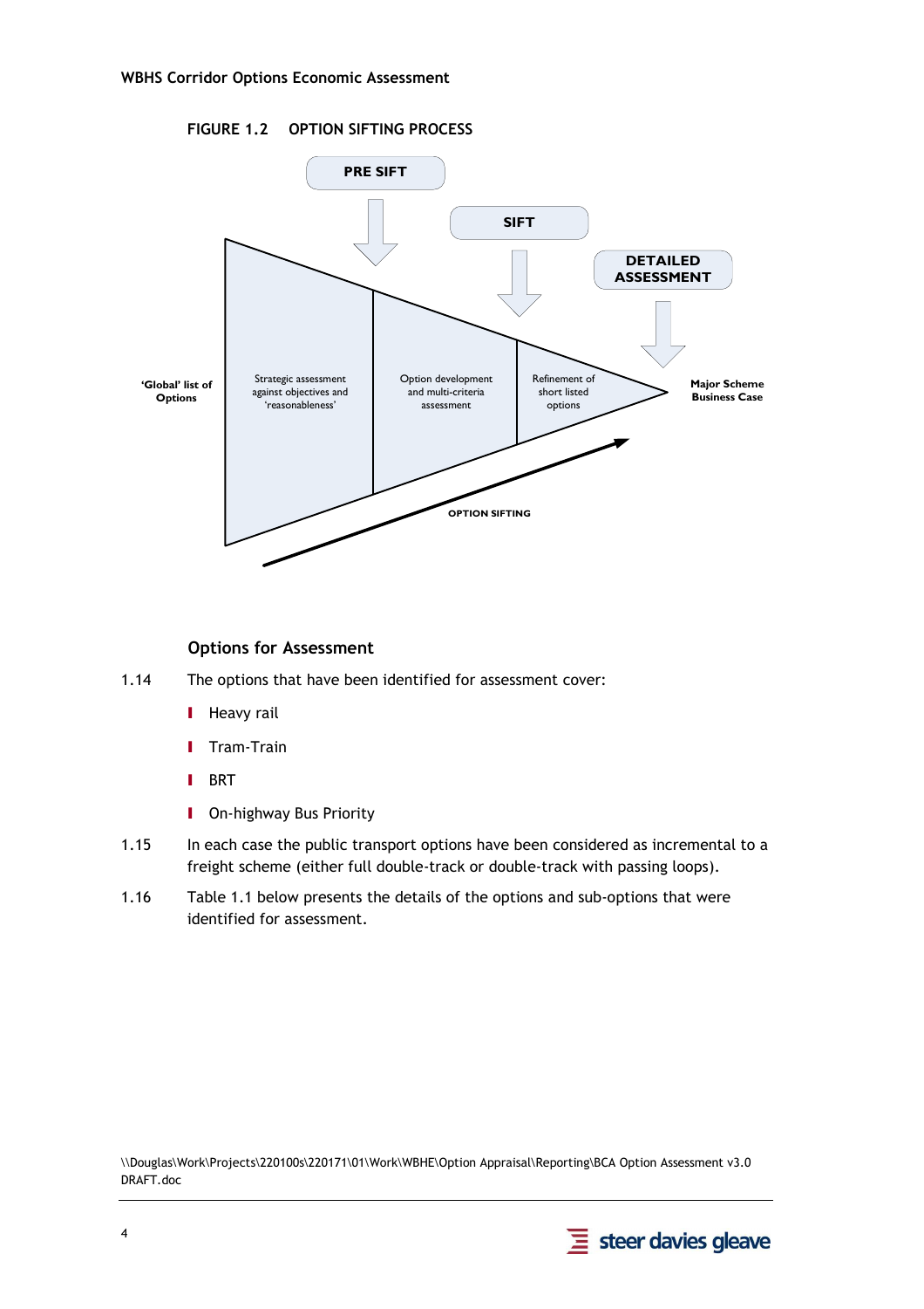FIGURE 1.2 OPTION SIFTING PROCESS

PRE SIFT

SIFT

DETAILED ASSESSMENT

'Global' list of Options

Strategic assessment against objectives and 'reasonableness'

Option development and multi-criteria assessment

Refinement of short listed options

Major Scheme Business Case

OPTION SIFTING

### Options for Assessment

1.14 The options that have been identified for assessment cover:

- Heavy rail
- Tram-Train
- BRT
- On-highway Bus Priority

1.15 In each case the public transport options have been considered as incremental to a freight scheme (either full double-track or double-track with passing loops).

1.16 Table 1.1 below presents the details of the options and sub-options that were identified for assessment.

\\Douglas\Work\Projects\220100s\220171\01\Work\WBHE\Option Appraisal\Reporting\BCA Option Assessment v3.0 DRAFT.doc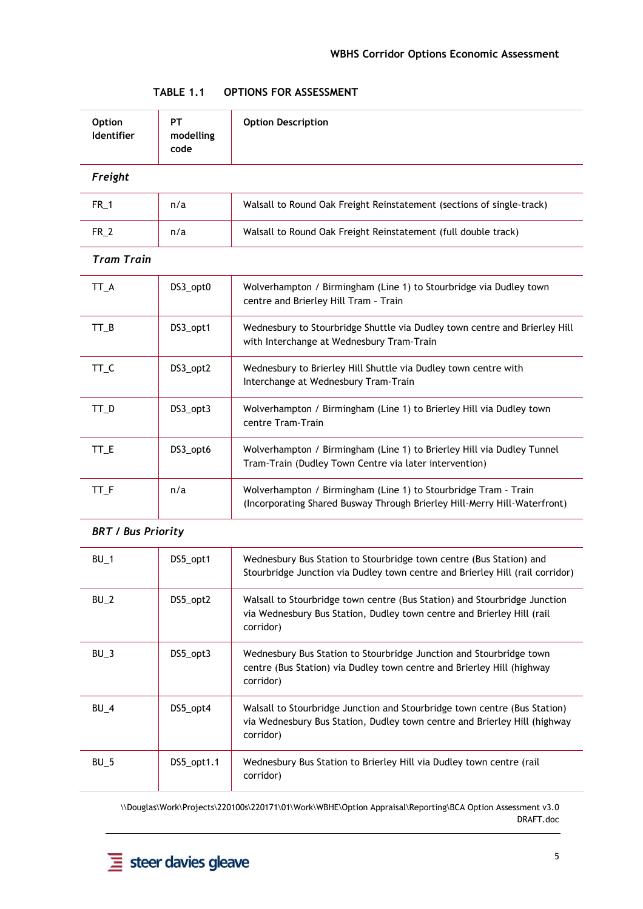**TABLE 1.1 OPTIONS FOR ASSESSMENT**

| Option Identifier | PT modelling code | Option Description |
|---|---|---|
| ***Freight*** | | |
| FR_1 | n/a | Walsall to Round Oak Freight Reinstatement (sections of single-track) |
| FR_2 | n/a | Walsall to Round Oak Freight Reinstatement (full double track) |
| ***Tram Train*** | | |
| TT_A | DS3_opt0 | Wolverhampton / Birmingham (Line 1) to Stourbridge via Dudley town centre and Brierley Hill Tram – Train |
| TT_B | DS3_opt1 | Wednesbury to Stourbridge Shuttle via Dudley town centre and Brierley Hill with Interchange at Wednesbury Tram-Train |
| TT_C | DS3_opt2 | Wednesbury to Brierley Hill Shuttle via Dudley town centre with Interchange at Wednesbury Tram-Train |
| TT_D | DS3_opt3 | Wolverhampton / Birmingham (Line 1) to Brierley Hill via Dudley town centre Tram-Train |
| TT_E | DS3_opt6 | Wolverhampton / Birmingham (Line 1) to Brierley Hill via Dudley Tunnel Tram-Train (Dudley Town Centre via later intervention) |
| TT_F | n/a | Wolverhampton / Birmingham (Line 1) to Stourbridge Tram – Train (Incorporating Shared Busway Through Brierley Hill-Merry Hill-Waterfront) |
| ***BRT / Bus Priority*** | | |
| BU_1 | DS5_opt1 | Wednesbury Bus Station to Stourbridge town centre (Bus Station) and Stourbridge Junction via Dudley town centre and Brierley Hill (rail corridor) |
| BU_2 | DS5_opt2 | Walsall to Stourbridge town centre (Bus Station) and Stourbridge Junction via Wednesbury Bus Station, Dudley town centre and Brierley Hill (rail corridor) |
| BU_3 | DS5_opt3 | Wednesbury Bus Station to Stourbridge Junction and Stourbridge town centre (Bus Station) via Dudley town centre and Brierley Hill (highway corridor) |
| BU_4 | DS5_opt4 | Walsall to Stourbridge Junction and Stourbridge town centre (Bus Station) via Wednesbury Bus Station, Dudley town centre and Brierley Hill (highway corridor) |
| BU_5 | DS5_opt1.1 | Wednesbury Bus Station to Brierley Hill via Dudley town centre (rail corridor) |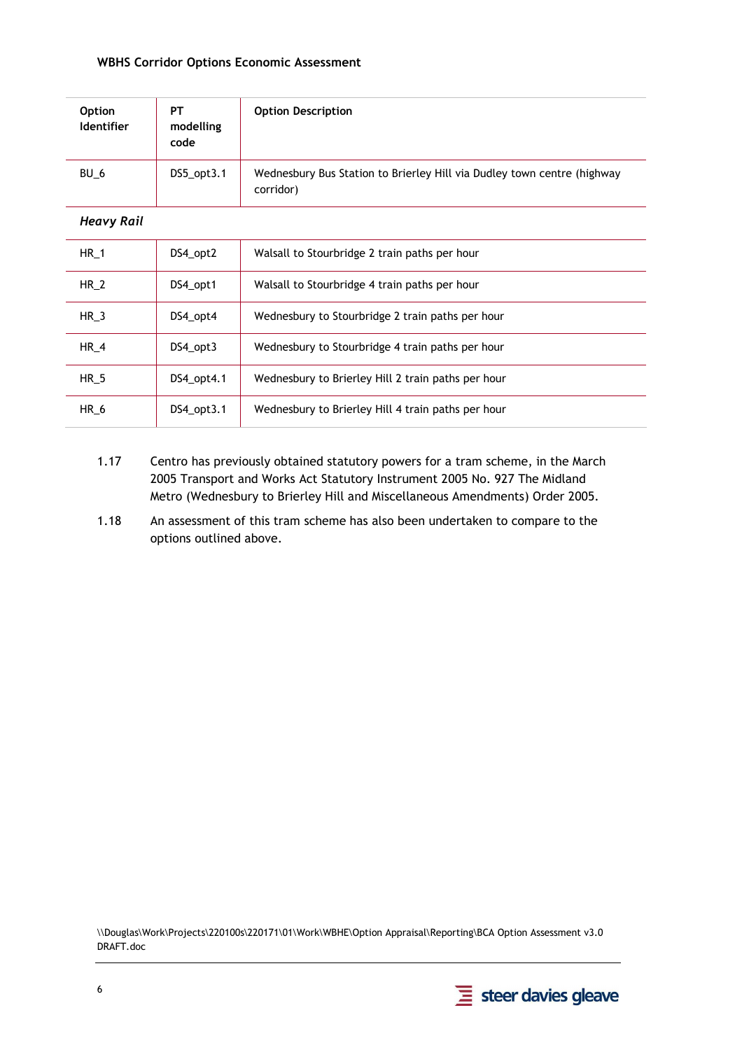| Option Identifier | PT modelling code | Option Description |
|---|---|---|
| BU_6 | DS5_opt3.1 | Wednesbury Bus Station to Brierley Hill via Dudley town centre (highway corridor) |
| ***Heavy Rail*** | | |
| HR_1 | DS4_opt2 | Walsall to Stourbridge 2 train paths per hour |
| HR_2 | DS4_opt1 | Walsall to Stourbridge 4 train paths per hour |
| HR_3 | DS4_opt4 | Wednesbury to Stourbridge 2 train paths per hour |
| HR_4 | DS4_opt3 | Wednesbury to Stourbridge 4 train paths per hour |
| HR_5 | DS4_opt4.1 | Wednesbury to Brierley Hill 2 train paths per hour |
| HR_6 | DS4_opt3.1 | Wednesbury to Brierley Hill 4 train paths per hour |

1.17 Centro has previously obtained statutory powers for a tram scheme, in the March 2005 Transport and Works Act Statutory Instrument 2005 No. 927 The Midland Metro (Wednesbury to Brierley Hill and Miscellaneous Amendments) Order 2005.

1.18 An assessment of this tram scheme has also been undertaken to compare to the options outlined above.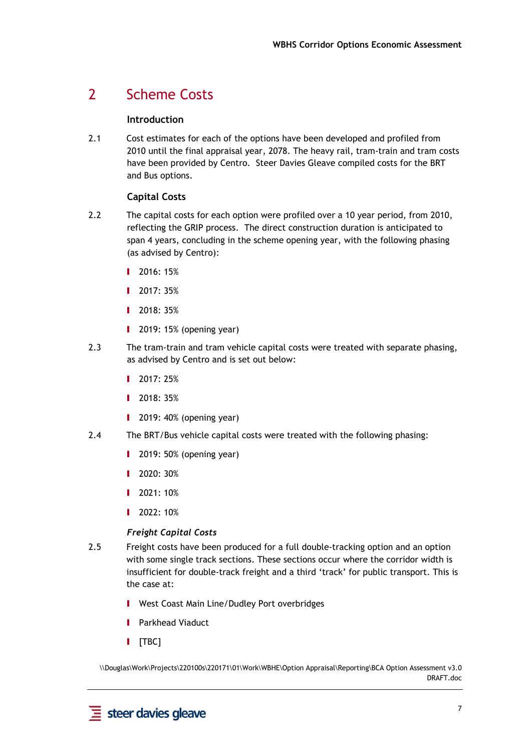## 2 Scheme Costs

### Introduction

2.1 Cost estimates for each of the options have been developed and profiled from 2010 until the final appraisal year, 2078. The heavy rail, tram-train and tram costs have been provided by Centro. Steer Davies Gleave compiled costs for the BRT and Bus options.

### Capital Costs

2.2 The capital costs for each option were profiled over a 10 year period, from 2010, reflecting the GRIP process. The direct construction duration is anticipated to span 4 years, concluding in the scheme opening year, with the following phasing (as advised by Centro):

- 2016: 15%
- 2017: 35%
- 2018: 35%
- 2019: 15% (opening year)

2.3 The tram-train and tram vehicle capital costs were treated with separate phasing, as advised by Centro and is set out below:

- 2017: 25%
- 2018: 35%
- 2019: 40% (opening year)

2.4 The BRT/Bus vehicle capital costs were treated with the following phasing:

- 2019: 50% (opening year)
- 2020: 30%
- 2021: 10%
- 2022: 10%

#### *Freight Capital Costs*

2.5 Freight costs have been produced for a full double-tracking option and an option with some single track sections. These sections occur where the corridor width is insufficient for double-track freight and a third 'track' for public transport. This is the case at:

- West Coast Main Line/Dudley Port overbridges
- Parkhead Viaduct
- [TBC]

\\Douglas\Work\Projects\220100s\220171\01\Work\WBHE\Option Appraisal\Reporting\BCA Option Assessment v3.0 DRAFT.doc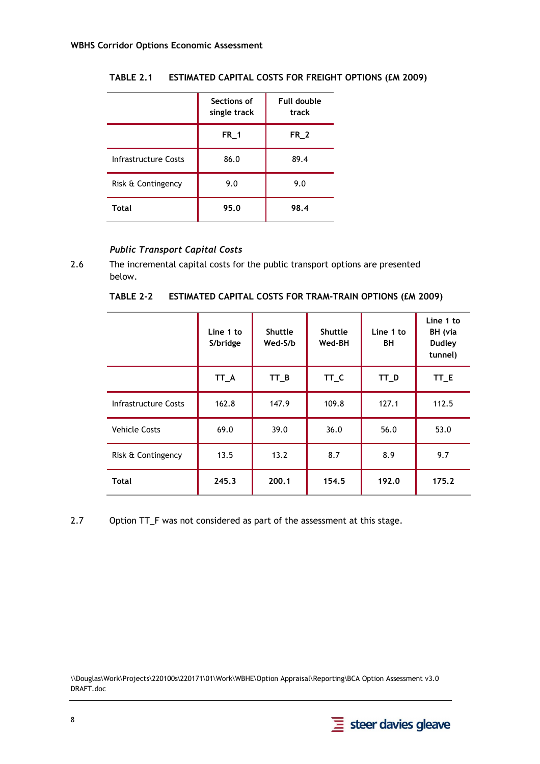TABLE 2.1 ESTIMATED CAPITAL COSTS FOR FREIGHT OPTIONS (£M 2009)

| | Sections of single track | Full double track |
|---|---|---|
| | FR_1 | FR_2 |
| Infrastructure Costs | 86.0 | 89.4 |
| Risk & Contingency | 9.0 | 9.0 |
| **Total** | **95.0** | **98.4** |

### *Public Transport Capital Costs*

2.6 The incremental capital costs for the public transport options are presented below.

TABLE 2-2 ESTIMATED CAPITAL COSTS FOR TRAM-TRAIN OPTIONS (£M 2009)

| | Line 1 to S/bridge | Shuttle Wed-S/b | Shuttle Wed-BH | Line 1 to BH | Line 1 to BH (via Dudley tunnel) |
|---|---|---|---|---|---|
| | TT_A | TT_B | TT_C | TT_D | TT_E |
| Infrastructure Costs | 162.8 | 147.9 | 109.8 | 127.1 | 112.5 |
| Vehicle Costs | 69.0 | 39.0 | 36.0 | 56.0 | 53.0 |
| Risk & Contingency | 13.5 | 13.2 | 8.7 | 8.9 | 9.7 |
| **Total** | **245.3** | **200.1** | **154.5** | **192.0** | **175.2** |

2.7 Option TT_F was not considered as part of the assessment at this stage.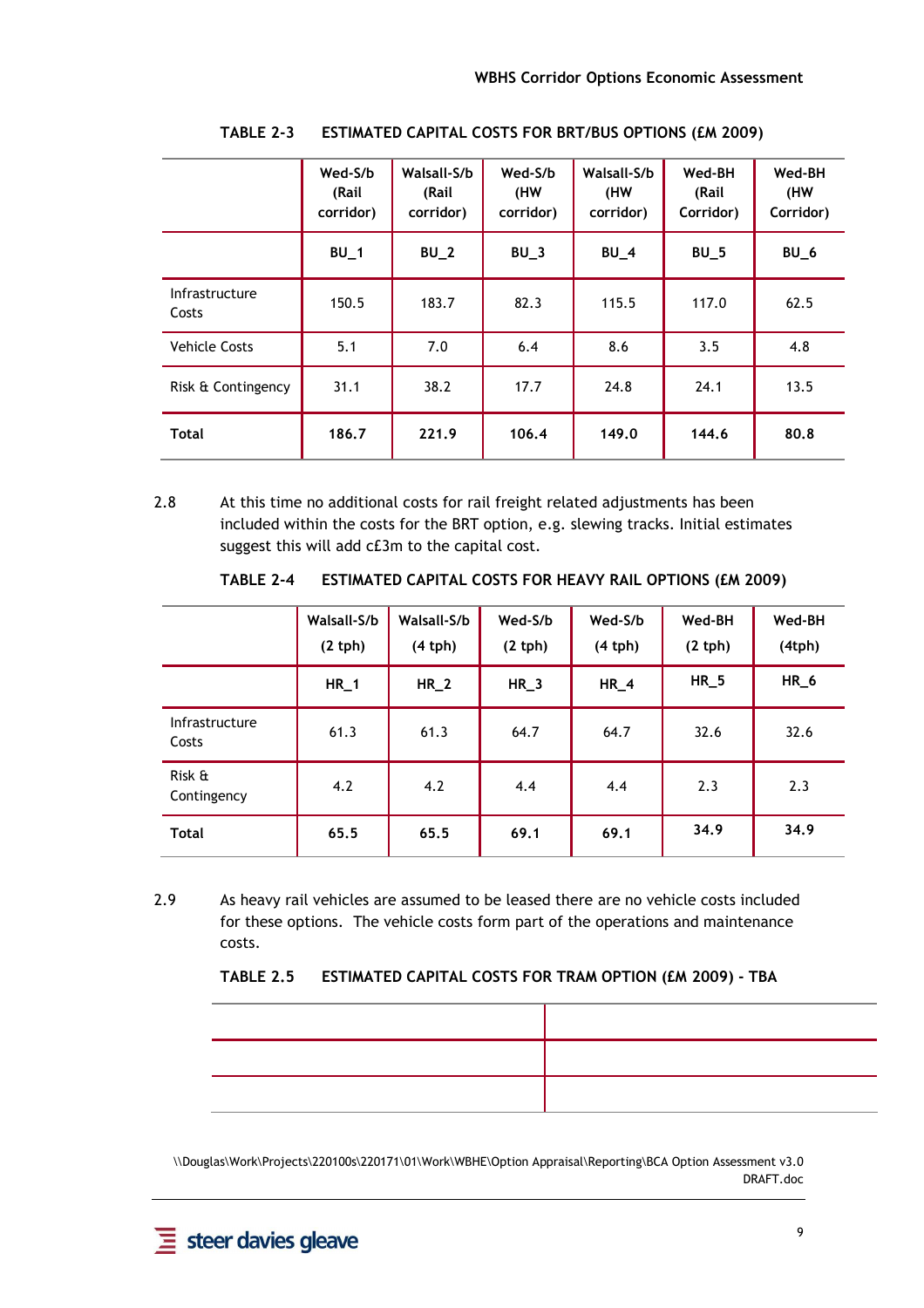TABLE 2-3 ESTIMATED CAPITAL COSTS FOR BRT/BUS OPTIONS (£M 2009)

| | Wed-S/b (Rail corridor) | Walsall-S/b (Rail corridor) | Wed-S/b (HW corridor) | Walsall-S/b (HW corridor) | Wed-BH (Rail Corridor) | Wed-BH (HW Corridor) |
|---|---|---|---|---|---|---|
| | **BU_1** | **BU_2** | **BU_3** | **BU_4** | **BU_5** | **BU_6** |
| Infrastructure Costs | 150.5 | 183.7 | 82.3 | 115.5 | 117.0 | 62.5 |
| Vehicle Costs | 5.1 | 7.0 | 6.4 | 8.6 | 3.5 | 4.8 |
| Risk & Contingency | 31.1 | 38.2 | 17.7 | 24.8 | 24.1 | 13.5 |
| **Total** | **186.7** | **221.9** | **106.4** | **149.0** | **144.6** | **80.8** |

2.8 At this time no additional costs for rail freight related adjustments has been included within the costs for the BRT option, e.g. slewing tracks. Initial estimates suggest this will add c£3m to the capital cost.

TABLE 2-4 ESTIMATED CAPITAL COSTS FOR HEAVY RAIL OPTIONS (£M 2009)

| | Walsall-S/b (2 tph) | Walsall-S/b (4 tph) | Wed-S/b (2 tph) | Wed-S/b (4 tph) | Wed-BH (2 tph) | Wed-BH (4tph) |
|---|---|---|---|---|---|---|
| | **HR_1** | **HR_2** | **HR_3** | **HR_4** | **HR_5** | **HR_6** |
| Infrastructure Costs | 61.3 | 61.3 | 64.7 | 64.7 | 32.6 | 32.6 |
| Risk & Contingency | 4.2 | 4.2 | 4.4 | 4.4 | 2.3 | 2.3 |
| **Total** | **65.5** | **65.5** | **69.1** | **69.1** | **34.9** | **34.9** |

2.9 As heavy rail vehicles are assumed to be leased there are no vehicle costs included for these options. The vehicle costs form part of the operations and maintenance costs.

TABLE 2.5 ESTIMATED CAPITAL COSTS FOR TRAM OPTION (£M 2009) - TBA

| | |
|---|---|
| | |
| | |

\\Douglas\Work\Projects\220100s\220171\01\Work\WBHE\Option Appraisal\Reporting\BCA Option Assessment v3.0 DRAFT.doc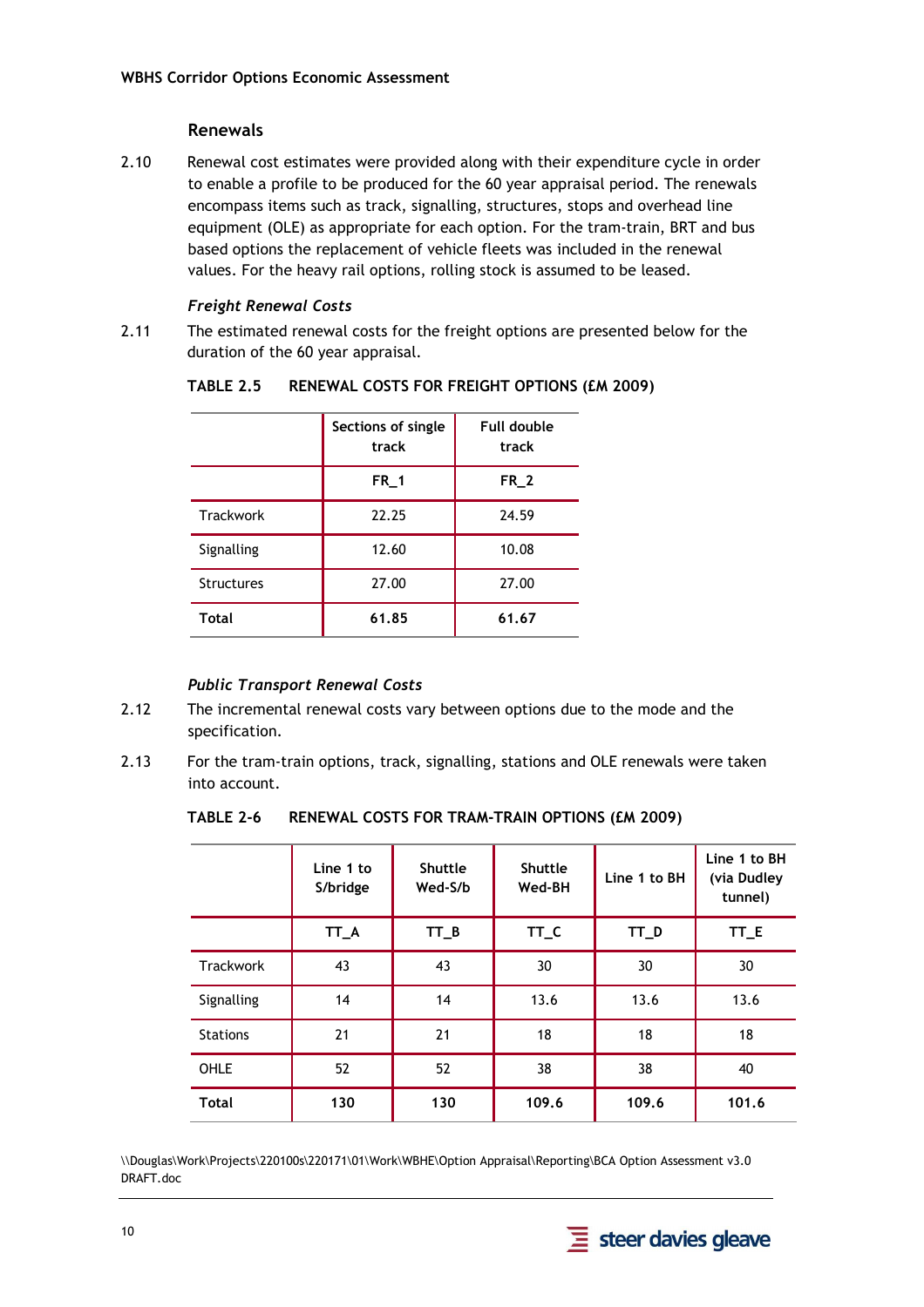### Renewals

2.10 Renewal cost estimates were provided along with their expenditure cycle in order to enable a profile to be produced for the 60 year appraisal period. The renewals encompass items such as track, signalling, structures, stops and overhead line equipment (OLE) as appropriate for each option. For the tram-train, BRT and bus based options the replacement of vehicle fleets was included in the renewal values. For the heavy rail options, rolling stock is assumed to be leased.

#### *Freight Renewal Costs*

2.11 The estimated renewal costs for the freight options are presented below for the duration of the 60 year appraisal.

**TABLE 2.5 RENEWAL COSTS FOR FREIGHT OPTIONS (£M 2009)**

| | Sections of single track | Full double track |
|---|---|---|
| | **FR_1** | **FR_2** |
| Trackwork | 22.25 | 24.59 |
| Signalling | 12.60 | 10.08 |
| Structures | 27.00 | 27.00 |
| **Total** | **61.85** | **61.67** |

#### *Public Transport Renewal Costs*

2.12 The incremental renewal costs vary between options due to the mode and the specification.

2.13 For the tram-train options, track, signalling, stations and OLE renewals were taken into account.

**TABLE 2-6 RENEWAL COSTS FOR TRAM-TRAIN OPTIONS (£M 2009)**

| | Line 1 to S/bridge | Shuttle Wed-S/b | Shuttle Wed-BH | Line 1 to BH | Line 1 to BH (via Dudley tunnel) |
|---|---|---|---|---|---|
| | **TT_A** | **TT_B** | **TT_C** | **TT_D** | **TT_E** |
| Trackwork | 43 | 43 | 30 | 30 | 30 |
| Signalling | 14 | 14 | 13.6 | 13.6 | 13.6 |
| Stations | 21 | 21 | 18 | 18 | 18 |
| OHLE | 52 | 52 | 38 | 38 | 40 |
| **Total** | **130** | **130** | **109.6** | **109.6** | **101.6** |

\\Douglas\Work\Projects\220100s\220171\01\Work\WBHE\Option Appraisal\Reporting\BCA Option Assessment v3.0 DRAFT.doc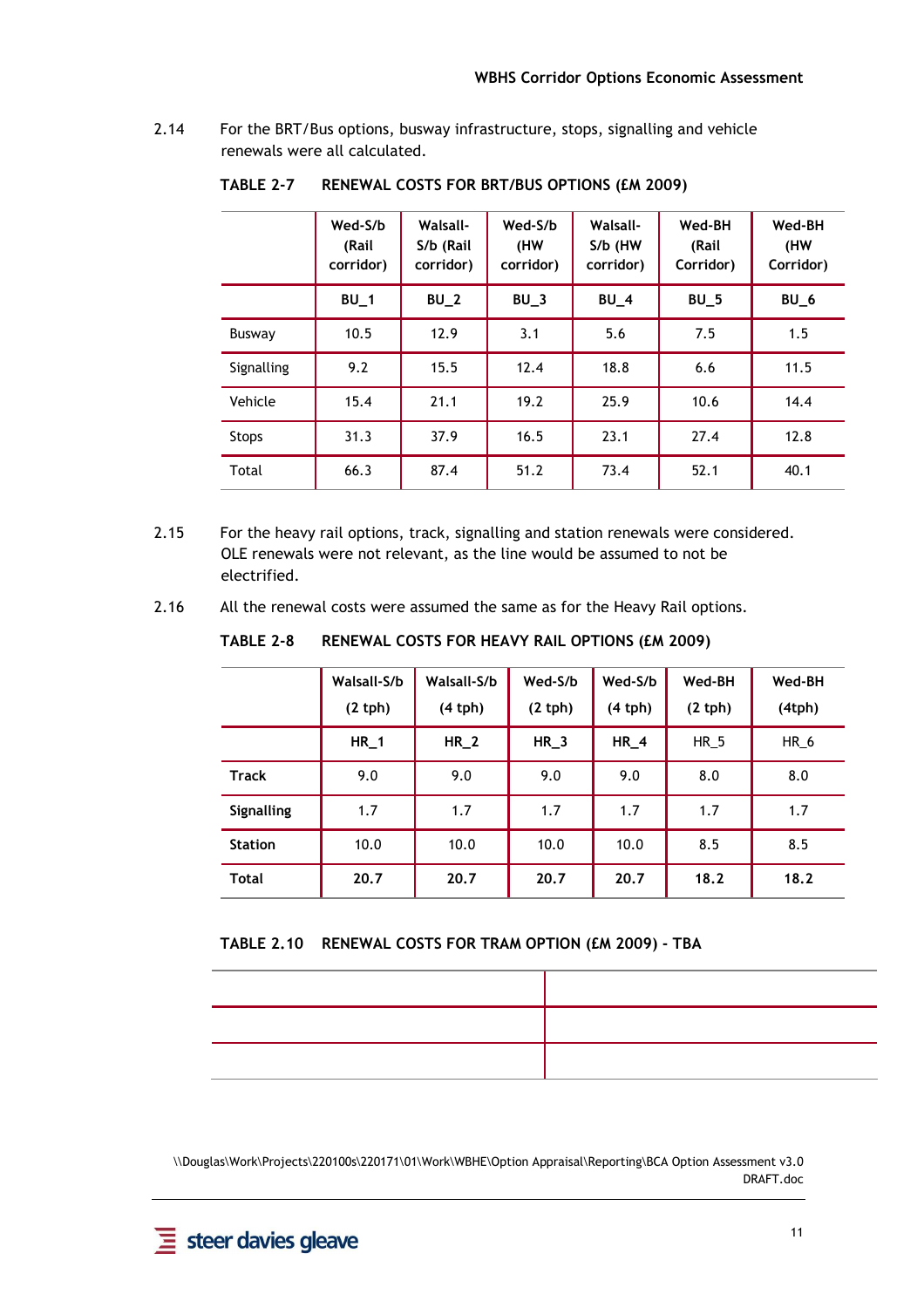2.14 For the BRT/Bus options, busway infrastructure, stops, signalling and vehicle renewals were all calculated.

**TABLE 2-7 RENEWAL COSTS FOR BRT/BUS OPTIONS (£M 2009)**

| | Wed-S/b (Rail corridor) | Walsall-S/b (Rail corridor) | Wed-S/b (HW corridor) | Walsall-S/b (HW corridor) | Wed-BH (Rail Corridor) | Wed-BH (HW Corridor) |
|---|---|---|---|---|---|---|
| | BU_1 | BU_2 | BU_3 | BU_4 | BU_5 | BU_6 |
| Busway | 10.5 | 12.9 | 3.1 | 5.6 | 7.5 | 1.5 |
| Signalling | 9.2 | 15.5 | 12.4 | 18.8 | 6.6 | 11.5 |
| Vehicle | 15.4 | 21.1 | 19.2 | 25.9 | 10.6 | 14.4 |
| Stops | 31.3 | 37.9 | 16.5 | 23.1 | 27.4 | 12.8 |
| Total | 66.3 | 87.4 | 51.2 | 73.4 | 52.1 | 40.1 |

2.15 For the heavy rail options, track, signalling and station renewals were considered. OLE renewals were not relevant, as the line would be assumed to not be electrified.

2.16 All the renewal costs were assumed the same as for the Heavy Rail options.

**TABLE 2-8 RENEWAL COSTS FOR HEAVY RAIL OPTIONS (£M 2009)**

| | Walsall-S/b (2 tph) | Walsall-S/b (4 tph) | Wed-S/b (2 tph) | Wed-S/b (4 tph) | Wed-BH (2 tph) | Wed-BH (4tph) |
|---|---|---|---|---|---|---|
| | HR_1 | HR_2 | HR_3 | HR_4 | HR_5 | HR_6 |
| **Track** | 9.0 | 9.0 | 9.0 | 9.0 | 8.0 | 8.0 |
| **Signalling** | 1.7 | 1.7 | 1.7 | 1.7 | 1.7 | 1.7 |
| **Station** | 10.0 | 10.0 | 10.0 | 10.0 | 8.5 | 8.5 |
| **Total** | **20.7** | **20.7** | **20.7** | **20.7** | **18.2** | **18.2** |

**TABLE 2.10 RENEWAL COSTS FOR TRAM OPTION (£M 2009) - TBA**

| | |
|---|---|
| | |
| | |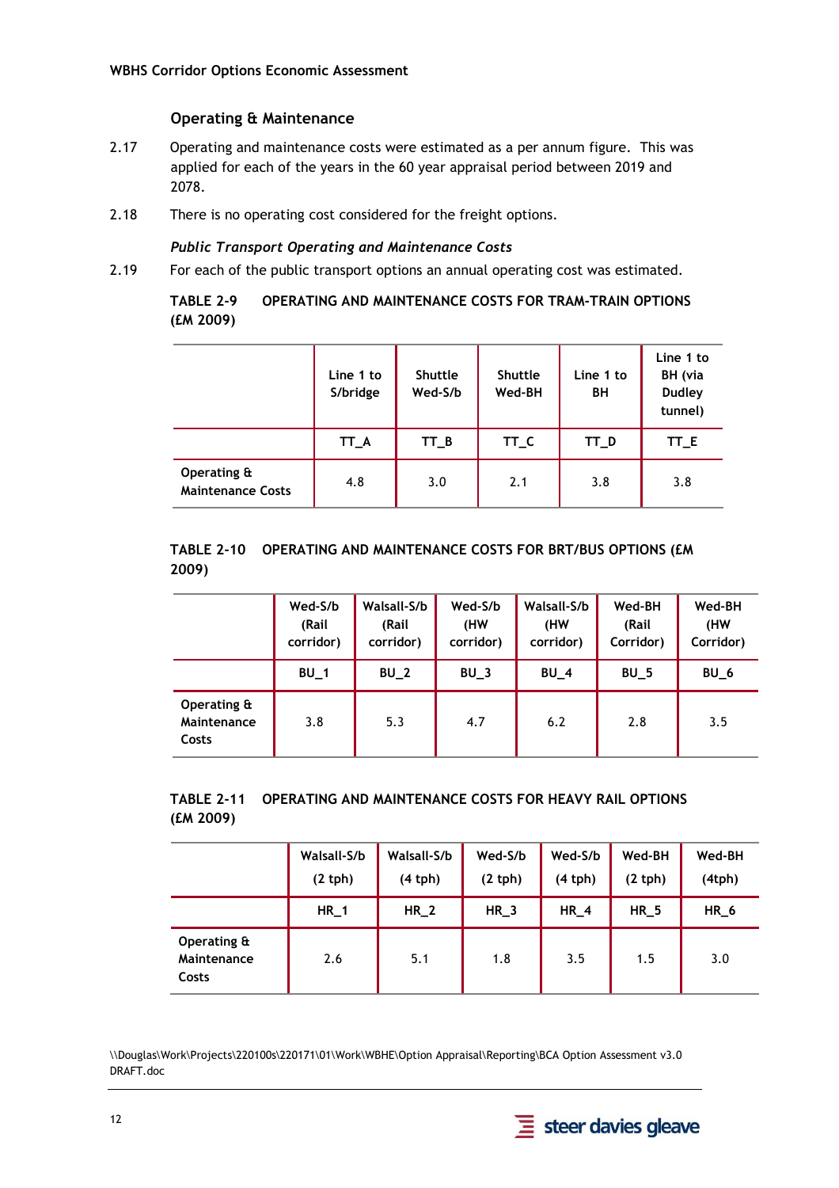### Operating & Maintenance

2.17 Operating and maintenance costs were estimated as a per annum figure. This was applied for each of the years in the 60 year appraisal period between 2019 and 2078.

2.18 There is no operating cost considered for the freight options.

#### *Public Transport Operating and Maintenance Costs*

2.19 For each of the public transport options an annual operating cost was estimated.

**TABLE 2-9 OPERATING AND MAINTENANCE COSTS FOR TRAM-TRAIN OPTIONS (£M 2009)**

| | Line 1 to S/bridge | Shuttle Wed-S/b | Shuttle Wed-BH | Line 1 to BH | Line 1 to BH (via Dudley tunnel) |
|---|---|---|---|---|---|
| | TT_A | TT_B | TT_C | TT_D | TT_E |
| Operating & Maintenance Costs | 4.8 | 3.0 | 2.1 | 3.8 | 3.8 |

**TABLE 2-10 OPERATING AND MAINTENANCE COSTS FOR BRT/BUS OPTIONS (£M 2009)**

| | Wed-S/b (Rail corridor) | Walsall-S/b (Rail corridor) | Wed-S/b (HW corridor) | Walsall-S/b (HW corridor) | Wed-BH (Rail Corridor) | Wed-BH (HW Corridor) |
|---|---|---|---|---|---|---|
| | BU_1 | BU_2 | BU_3 | BU_4 | BU_5 | BU_6 |
| Operating & Maintenance Costs | 3.8 | 5.3 | 4.7 | 6.2 | 2.8 | 3.5 |

**TABLE 2-11 OPERATING AND MAINTENANCE COSTS FOR HEAVY RAIL OPTIONS (£M 2009)**

| | Walsall-S/b (2 tph) | Walsall-S/b (4 tph) | Wed-S/b (2 tph) | Wed-S/b (4 tph) | Wed-BH (2 tph) | Wed-BH (4tph) |
|---|---|---|---|---|---|---|
| | HR_1 | HR_2 | HR_3 | HR_4 | HR_5 | HR_6 |
| Operating & Maintenance Costs | 2.6 | 5.1 | 1.8 | 3.5 | 1.5 | 3.0 |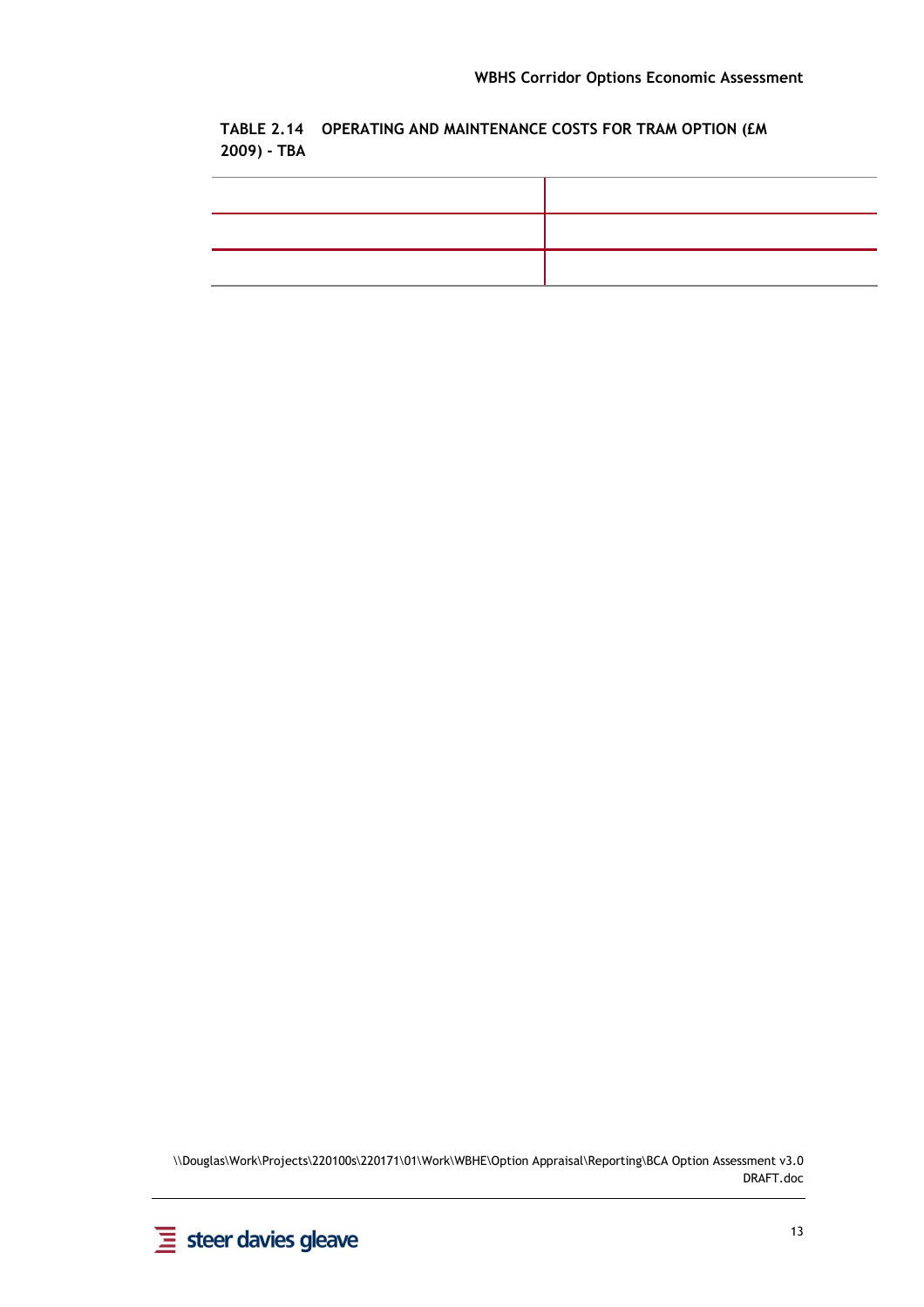TABLE 2.14 OPERATING AND MAINTENANCE COSTS FOR TRAM OPTION (£M 2009) - TBA

| | |
|---|---|
| | |
| | |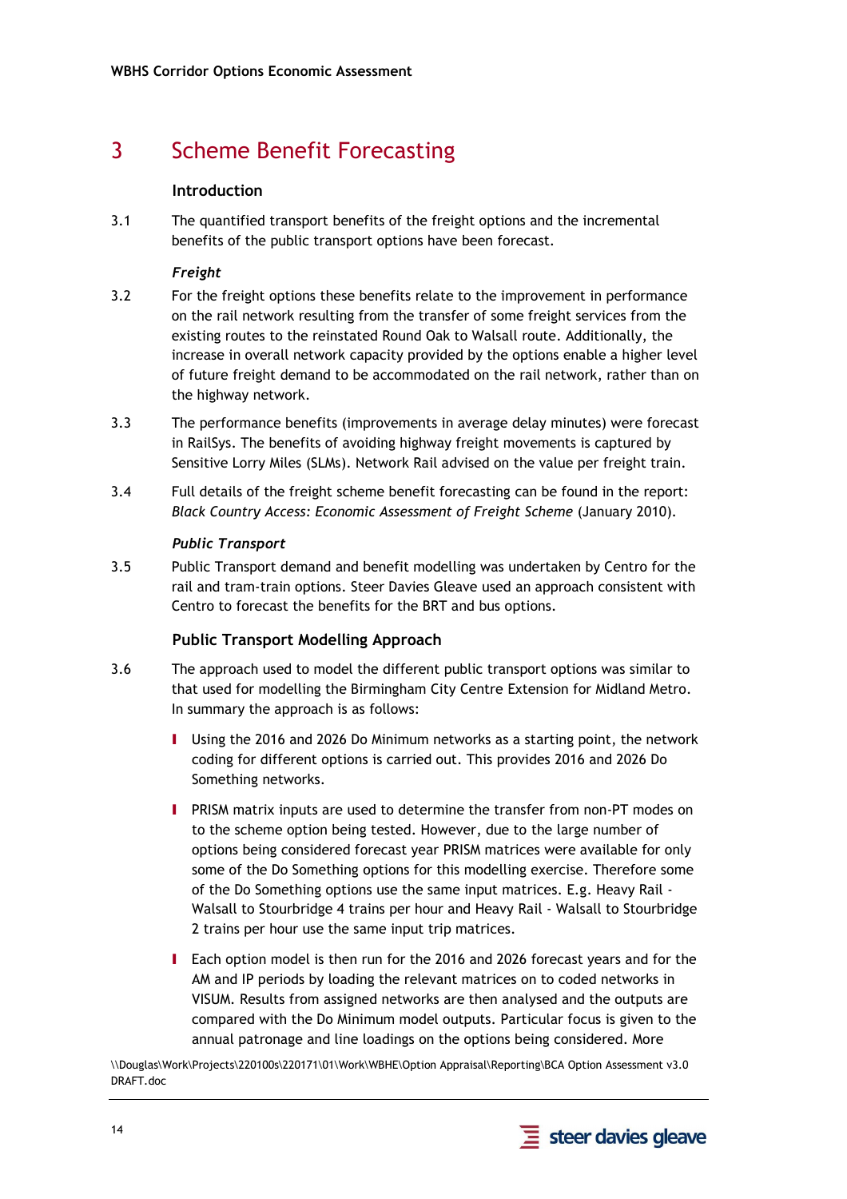# 3 Scheme Benefit Forecasting

### Introduction

3.1 The quantified transport benefits of the freight options and the incremental benefits of the public transport options have been forecast.

#### *Freight*

3.2 For the freight options these benefits relate to the improvement in performance on the rail network resulting from the transfer of some freight services from the existing routes to the reinstated Round Oak to Walsall route. Additionally, the increase in overall network capacity provided by the options enable a higher level of future freight demand to be accommodated on the rail network, rather than on the highway network.

3.3 The performance benefits (improvements in average delay minutes) were forecast in RailSys. The benefits of avoiding highway freight movements is captured by Sensitive Lorry Miles (SLMs). Network Rail advised on the value per freight train.

3.4 Full details of the freight scheme benefit forecasting can be found in the report: *Black Country Access: Economic Assessment of Freight Scheme* (January 2010).

#### *Public Transport*

3.5 Public Transport demand and benefit modelling was undertaken by Centro for the rail and tram-train options. Steer Davies Gleave used an approach consistent with Centro to forecast the benefits for the BRT and bus options.

### Public Transport Modelling Approach

3.6 The approach used to model the different public transport options was similar to that used for modelling the Birmingham City Centre Extension for Midland Metro. In summary the approach is as follows:

- Using the 2016 and 2026 Do Minimum networks as a starting point, the network coding for different options is carried out. This provides 2016 and 2026 Do Something networks.
- PRISM matrix inputs are used to determine the transfer from non-PT modes on to the scheme option being tested. However, due to the large number of options being considered forecast year PRISM matrices were available for only some of the Do Something options for this modelling exercise. Therefore some of the Do Something options use the same input matrices. E.g. Heavy Rail - Walsall to Stourbridge 4 trains per hour and Heavy Rail - Walsall to Stourbridge 2 trains per hour use the same input trip matrices.
- Each option model is then run for the 2016 and 2026 forecast years and for the AM and IP periods by loading the relevant matrices on to coded networks in VISUM. Results from assigned networks are then analysed and the outputs are compared with the Do Minimum model outputs. Particular focus is given to the annual patronage and line loadings on the options being considered. More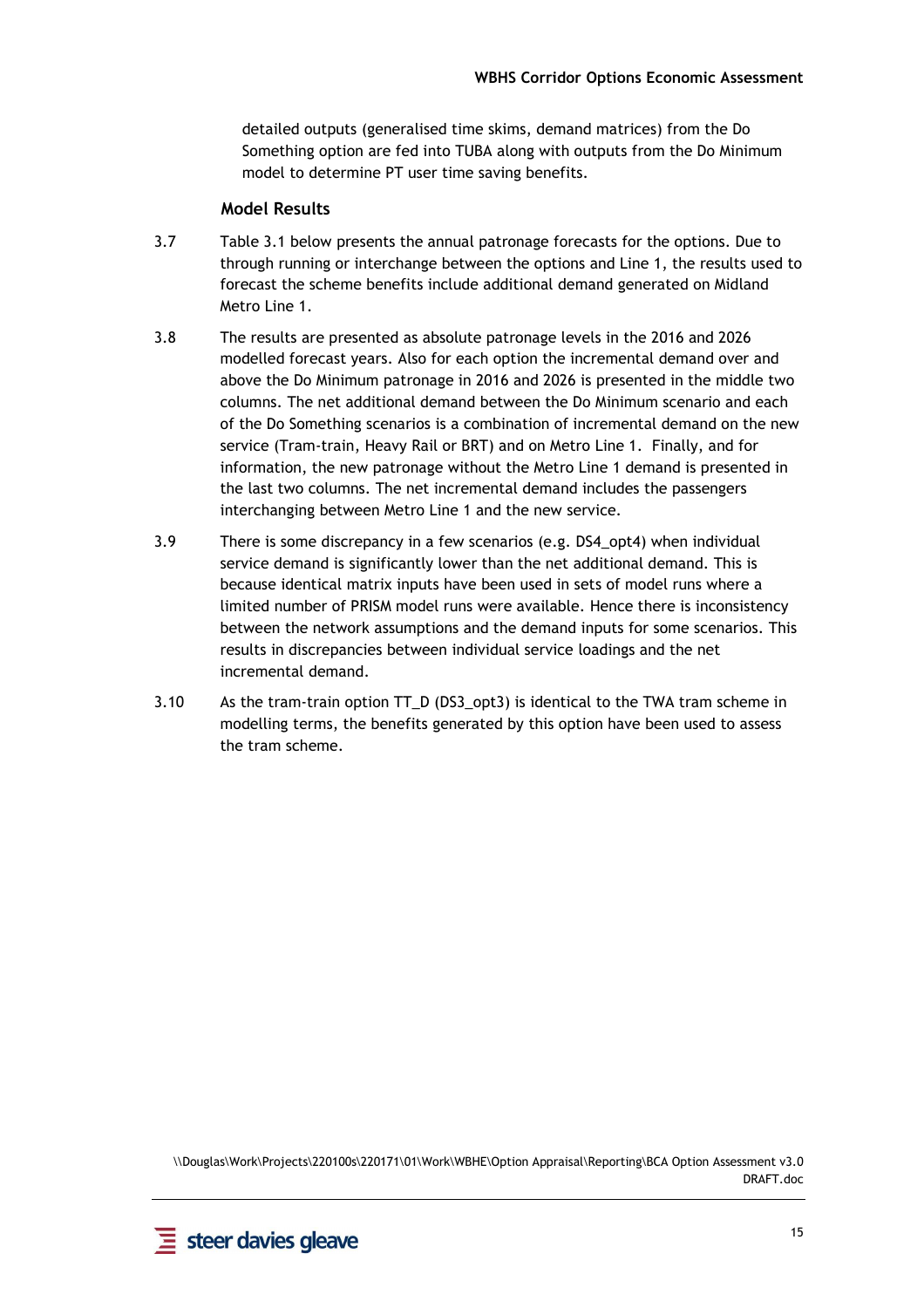detailed outputs (generalised time skims, demand matrices) from the Do Something option are fed into TUBA along with outputs from the Do Minimum model to determine PT user time saving benefits.

### Model Results

3.7 Table 3.1 below presents the annual patronage forecasts for the options. Due to through running or interchange between the options and Line 1, the results used to forecast the scheme benefits include additional demand generated on Midland Metro Line 1.

3.8 The results are presented as absolute patronage levels in the 2016 and 2026 modelled forecast years. Also for each option the incremental demand over and above the Do Minimum patronage in 2016 and 2026 is presented in the middle two columns. The net additional demand between the Do Minimum scenario and each of the Do Something scenarios is a combination of incremental demand on the new service (Tram-train, Heavy Rail or BRT) and on Metro Line 1. Finally, and for information, the new patronage without the Metro Line 1 demand is presented in the last two columns. The net incremental demand includes the passengers interchanging between Metro Line 1 and the new service.

3.9 There is some discrepancy in a few scenarios (e.g. DS4_opt4) when individual service demand is significantly lower than the net additional demand. This is because identical matrix inputs have been used in sets of model runs where a limited number of PRISM model runs were available. Hence there is inconsistency between the network assumptions and the demand inputs for some scenarios. This results in discrepancies between individual service loadings and the net incremental demand.

3.10 As the tram-train option TT_D (DS3_opt3) is identical to the TWA tram scheme in modelling terms, the benefits generated by this option have been used to assess the tram scheme.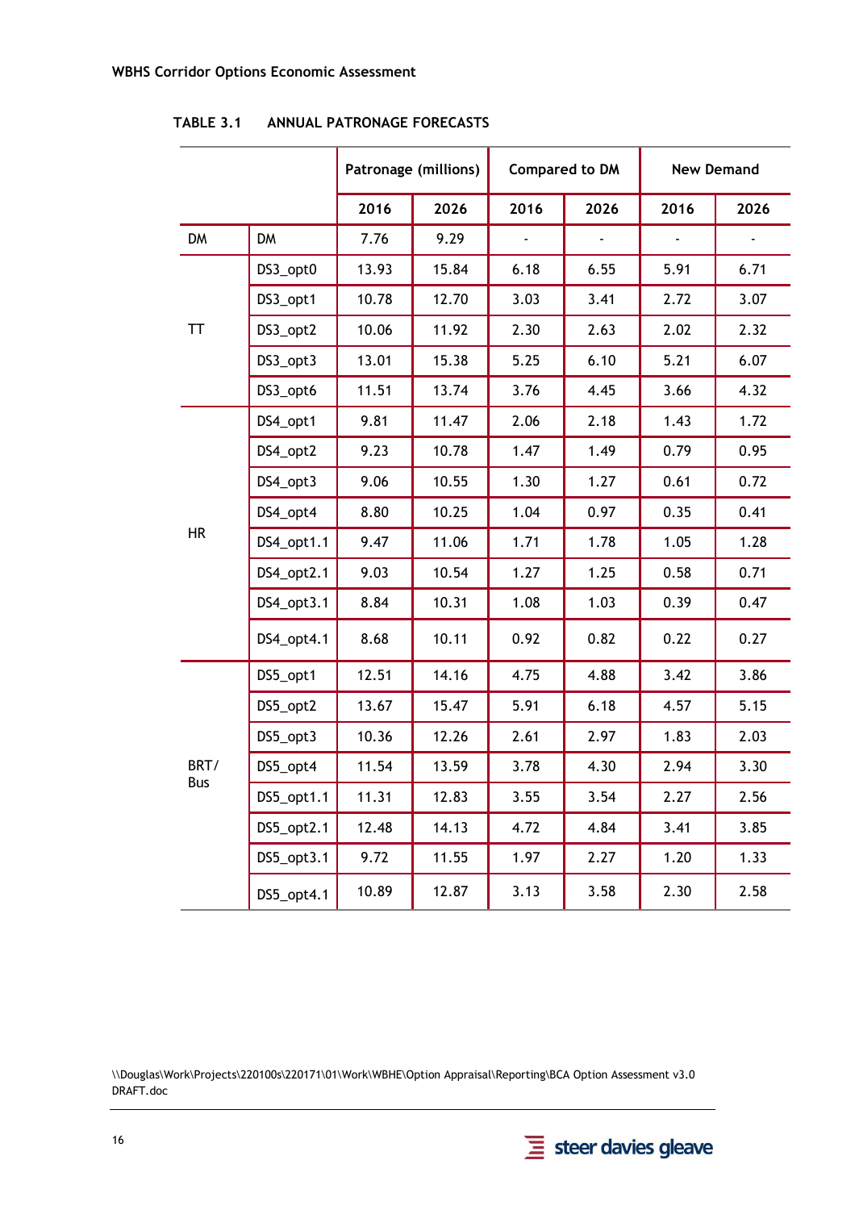TABLE 3.1 ANNUAL PATRONAGE FORECASTS

| | | Patronage (millions) | | Compared to DM | | New Demand | |
|---|---|---|---|---|---|---|---|
| | | 2016 | 2026 | 2016 | 2026 | 2016 | 2026 |
| DM | DM | 7.76 | 9.29 | - | - | - | - |
| TT | DS3_opt0 | 13.93 | 15.84 | 6.18 | 6.55 | 5.91 | 6.71 |
| | DS3_opt1 | 10.78 | 12.70 | 3.03 | 3.41 | 2.72 | 3.07 |
| | DS3_opt2 | 10.06 | 11.92 | 2.30 | 2.63 | 2.02 | 2.32 |
| | DS3_opt3 | 13.01 | 15.38 | 5.25 | 6.10 | 5.21 | 6.07 |
| | DS3_opt6 | 11.51 | 13.74 | 3.76 | 4.45 | 3.66 | 4.32 |
| HR | DS4_opt1 | 9.81 | 11.47 | 2.06 | 2.18 | 1.43 | 1.72 |
| | DS4_opt2 | 9.23 | 10.78 | 1.47 | 1.49 | 0.79 | 0.95 |
| | DS4_opt3 | 9.06 | 10.55 | 1.30 | 1.27 | 0.61 | 0.72 |
| | DS4_opt4 | 8.80 | 10.25 | 1.04 | 0.97 | 0.35 | 0.41 |
| | DS4_opt1.1 | 9.47 | 11.06 | 1.71 | 1.78 | 1.05 | 1.28 |
| | DS4_opt2.1 | 9.03 | 10.54 | 1.27 | 1.25 | 0.58 | 0.71 |
| | DS4_opt3.1 | 8.84 | 10.31 | 1.08 | 1.03 | 0.39 | 0.47 |
| | DS4_opt4.1 | 8.68 | 10.11 | 0.92 | 0.82 | 0.22 | 0.27 |
| BRT/ Bus | DS5_opt1 | 12.51 | 14.16 | 4.75 | 4.88 | 3.42 | 3.86 |
| | DS5_opt2 | 13.67 | 15.47 | 5.91 | 6.18 | 4.57 | 5.15 |
| | DS5_opt3 | 10.36 | 12.26 | 2.61 | 2.97 | 1.83 | 2.03 |
| | DS5_opt4 | 11.54 | 13.59 | 3.78 | 4.30 | 2.94 | 3.30 |
| | DS5_opt1.1 | 11.31 | 12.83 | 3.55 | 3.54 | 2.27 | 2.56 |
| | DS5_opt2.1 | 12.48 | 14.13 | 4.72 | 4.84 | 3.41 | 3.85 |
| | DS5_opt3.1 | 9.72 | 11.55 | 1.97 | 2.27 | 1.20 | 1.33 |
| | DS5_opt4.1 | 10.89 | 12.87 | 3.13 | 3.58 | 2.30 | 2.58 |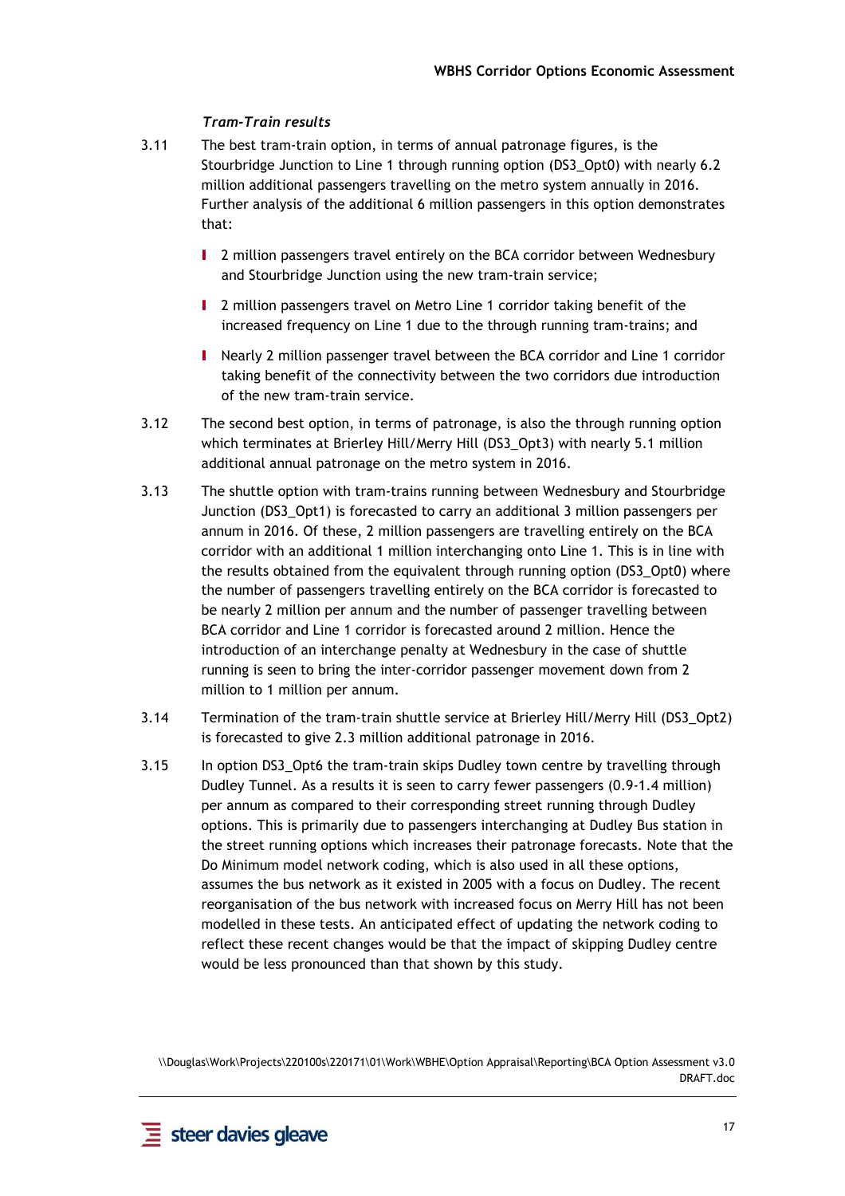### *Tram-Train results*

3.11 The best tram-train option, in terms of annual patronage figures, is the Stourbridge Junction to Line 1 through running option (DS3_Opt0) with nearly 6.2 million additional passengers travelling on the metro system annually in 2016. Further analysis of the additional 6 million passengers in this option demonstrates that:

- 2 million passengers travel entirely on the BCA corridor between Wednesbury and Stourbridge Junction using the new tram-train service;
- 2 million passengers travel on Metro Line 1 corridor taking benefit of the increased frequency on Line 1 due to the through running tram-trains; and
- Nearly 2 million passenger travel between the BCA corridor and Line 1 corridor taking benefit of the connectivity between the two corridors due introduction of the new tram-train service.

3.12 The second best option, in terms of patronage, is also the through running option which terminates at Brierley Hill/Merry Hill (DS3_Opt3) with nearly 5.1 million additional annual patronage on the metro system in 2016.

3.13 The shuttle option with tram-trains running between Wednesbury and Stourbridge Junction (DS3_Opt1) is forecasted to carry an additional 3 million passengers per annum in 2016. Of these, 2 million passengers are travelling entirely on the BCA corridor with an additional 1 million interchanging onto Line 1. This is in line with the results obtained from the equivalent through running option (DS3_Opt0) where the number of passengers travelling entirely on the BCA corridor is forecasted to be nearly 2 million per annum and the number of passenger travelling between BCA corridor and Line 1 corridor is forecasted around 2 million. Hence the introduction of an interchange penalty at Wednesbury in the case of shuttle running is seen to bring the inter-corridor passenger movement down from 2 million to 1 million per annum.

3.14 Termination of the tram-train shuttle service at Brierley Hill/Merry Hill (DS3_Opt2) is forecasted to give 2.3 million additional patronage in 2016.

3.15 In option DS3_Opt6 the tram-train skips Dudley town centre by travelling through Dudley Tunnel. As a results it is seen to carry fewer passengers (0.9-1.4 million) per annum as compared to their corresponding street running through Dudley options. This is primarily due to passengers interchanging at Dudley Bus station in the street running options which increases their patronage forecasts. Note that the Do Minimum model network coding, which is also used in all these options, assumes the bus network as it existed in 2005 with a focus on Dudley. The recent reorganisation of the bus network with increased focus on Merry Hill has not been modelled in these tests. An anticipated effect of updating the network coding to reflect these recent changes would be that the impact of skipping Dudley centre would be less pronounced than that shown by this study.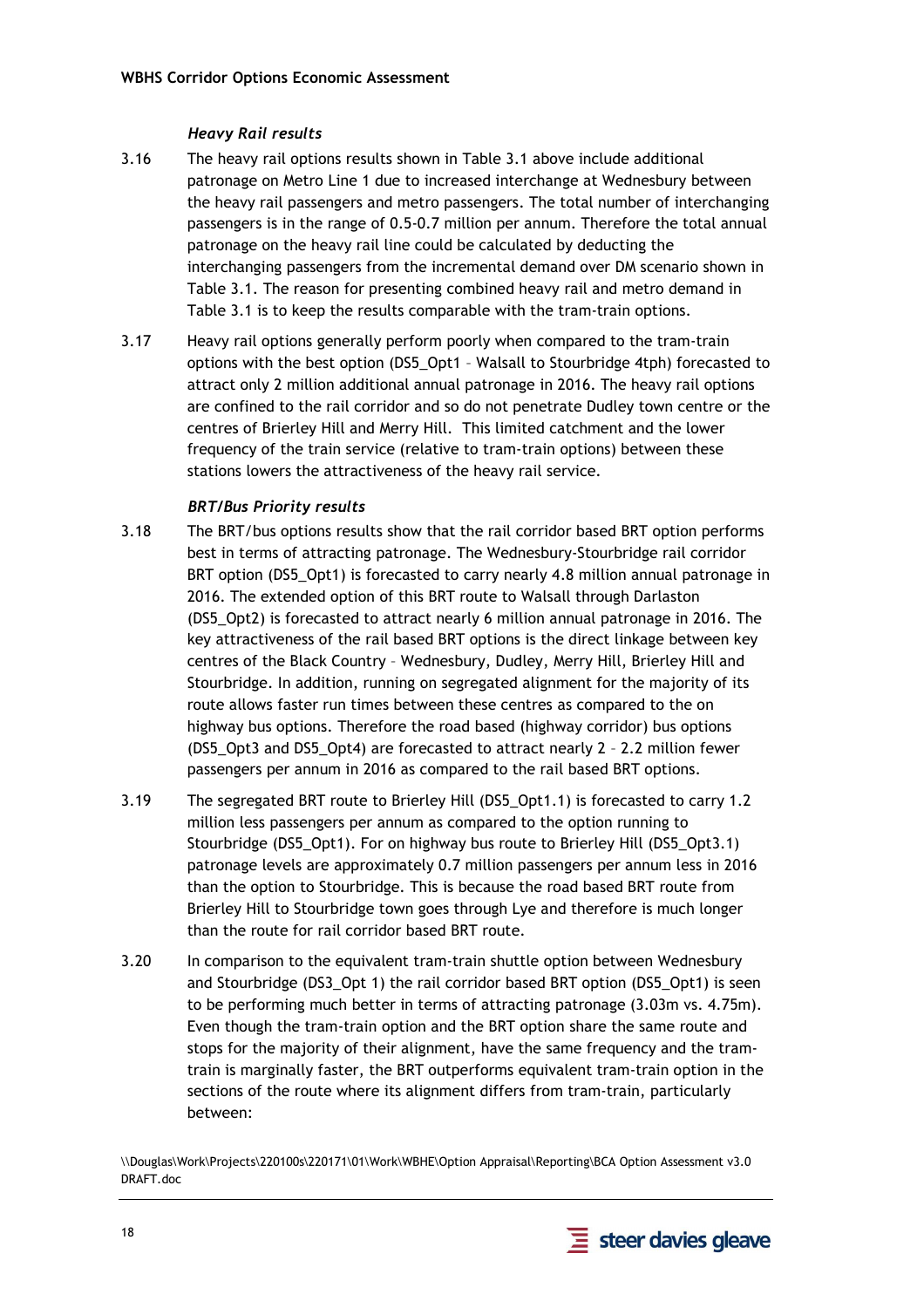### *Heavy Rail results*

3.16 The heavy rail options results shown in Table 3.1 above include additional patronage on Metro Line 1 due to increased interchange at Wednesbury between the heavy rail passengers and metro passengers. The total number of interchanging passengers is in the range of 0.5-0.7 million per annum. Therefore the total annual patronage on the heavy rail line could be calculated by deducting the interchanging passengers from the incremental demand over DM scenario shown in Table 3.1. The reason for presenting combined heavy rail and metro demand in Table 3.1 is to keep the results comparable with the tram-train options.

3.17 Heavy rail options generally perform poorly when compared to the tram-train options with the best option (DS5_Opt1 – Walsall to Stourbridge 4tph) forecasted to attract only 2 million additional annual patronage in 2016. The heavy rail options are confined to the rail corridor and so do not penetrate Dudley town centre or the centres of Brierley Hill and Merry Hill. This limited catchment and the lower frequency of the train service (relative to tram-train options) between these stations lowers the attractiveness of the heavy rail service.

### *BRT/Bus Priority results*

3.18 The BRT/bus options results show that the rail corridor based BRT option performs best in terms of attracting patronage. The Wednesbury-Stourbridge rail corridor BRT option (DS5_Opt1) is forecasted to carry nearly 4.8 million annual patronage in 2016. The extended option of this BRT route to Walsall through Darlaston (DS5_Opt2) is forecasted to attract nearly 6 million annual patronage in 2016. The key attractiveness of the rail based BRT options is the direct linkage between key centres of the Black Country – Wednesbury, Dudley, Merry Hill, Brierley Hill and Stourbridge. In addition, running on segregated alignment for the majority of its route allows faster run times between these centres as compared to the on highway bus options. Therefore the road based (highway corridor) bus options (DS5_Opt3 and DS5_Opt4) are forecasted to attract nearly 2 – 2.2 million fewer passengers per annum in 2016 as compared to the rail based BRT options.

3.19 The segregated BRT route to Brierley Hill (DS5_Opt1.1) is forecasted to carry 1.2 million less passengers per annum as compared to the option running to Stourbridge (DS5_Opt1). For on highway bus route to Brierley Hill (DS5_Opt3.1) patronage levels are approximately 0.7 million passengers per annum less in 2016 than the option to Stourbridge. This is because the road based BRT route from Brierley Hill to Stourbridge town goes through Lye and therefore is much longer than the route for rail corridor based BRT route.

3.20 In comparison to the equivalent tram-train shuttle option between Wednesbury and Stourbridge (DS3_Opt 1) the rail corridor based BRT option (DS5_Opt1) is seen to be performing much better in terms of attracting patronage (3.03m vs. 4.75m). Even though the tram-train option and the BRT option share the same route and stops for the majority of their alignment, have the same frequency and the tram-train is marginally faster, the BRT outperforms equivalent tram-train option in the sections of the route where its alignment differs from tram-train, particularly between: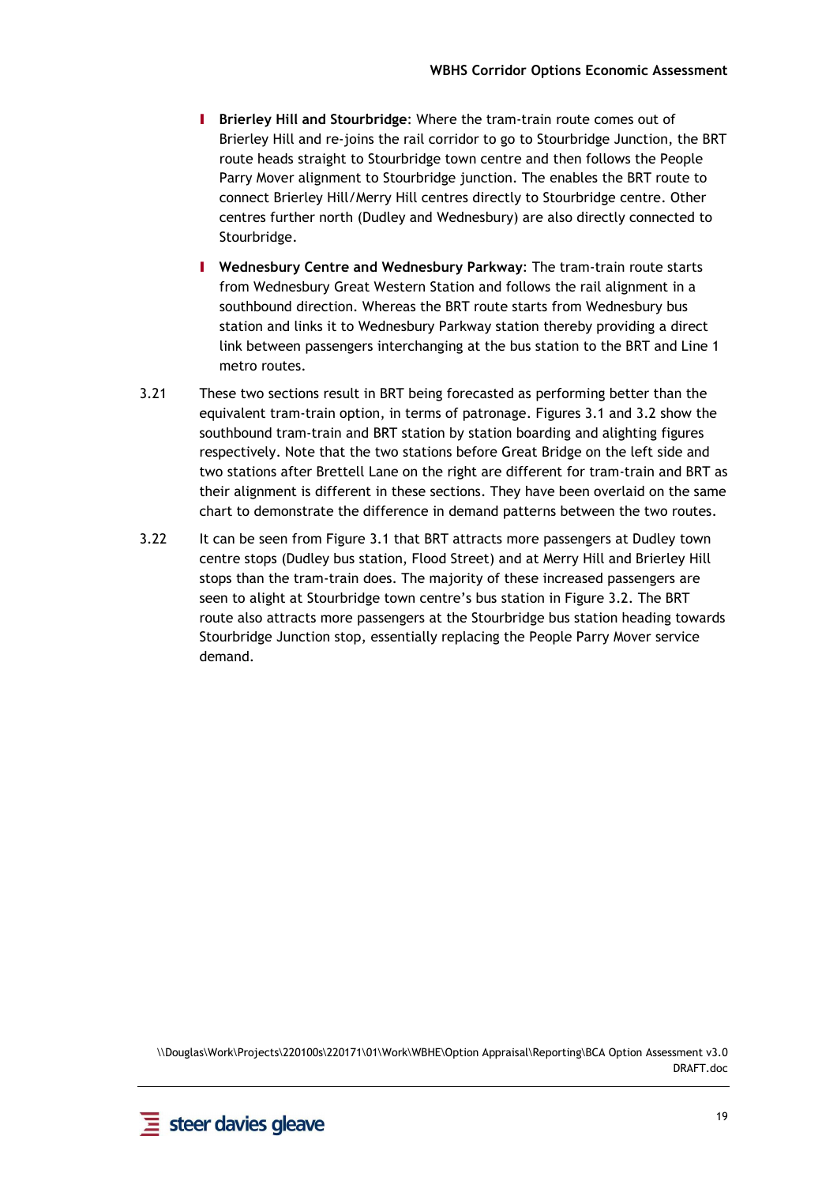- **Brierley Hill and Stourbridge**: Where the tram-train route comes out of Brierley Hill and re-joins the rail corridor to go to Stourbridge Junction, the BRT route heads straight to Stourbridge town centre and then follows the People Parry Mover alignment to Stourbridge junction. The enables the BRT route to connect Brierley Hill/Merry Hill centres directly to Stourbridge centre. Other centres further north (Dudley and Wednesbury) are also directly connected to Stourbridge.
- **Wednesbury Centre and Wednesbury Parkway**: The tram-train route starts from Wednesbury Great Western Station and follows the rail alignment in a southbound direction. Whereas the BRT route starts from Wednesbury bus station and links it to Wednesbury Parkway station thereby providing a direct link between passengers interchanging at the bus station to the BRT and Line 1 metro routes.

3.21 These two sections result in BRT being forecasted as performing better than the equivalent tram-train option, in terms of patronage. Figures 3.1 and 3.2 show the southbound tram-train and BRT station by station boarding and alighting figures respectively. Note that the two stations before Great Bridge on the left side and two stations after Brettell Lane on the right are different for tram-train and BRT as their alignment is different in these sections. They have been overlaid on the same chart to demonstrate the difference in demand patterns between the two routes.

3.22 It can be seen from Figure 3.1 that BRT attracts more passengers at Dudley town centre stops (Dudley bus station, Flood Street) and at Merry Hill and Brierley Hill stops than the tram-train does. The majority of these increased passengers are seen to alight at Stourbridge town centre's bus station in Figure 3.2. The BRT route also attracts more passengers at the Stourbridge bus station heading towards Stourbridge Junction stop, essentially replacing the People Parry Mover service demand.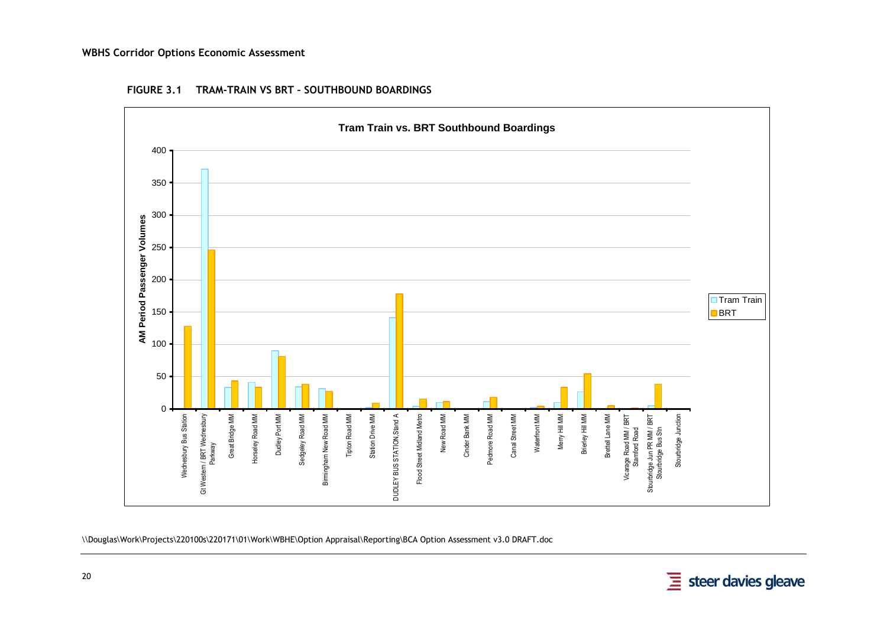**FIGURE 3.1 TRAM-TRAIN VS BRT – SOUTHBOUND BOARDINGS**

**Tram Train vs. BRT Southbound Boardings**

AM Period Passenger Volumes

Legend: Tram Train, BRT

Stops: Wednesbury Bus Station; Gt Western / BRT Wednesbury Parkway; Great Bridge MM; Horseley Road MM; Dudley Port MM; Sedgeley Road MM; Birmingham New Road MM; Tipton Road MM; Station Drive MM; DUDLEY BUS STATION,Stand A; Flood Street Midland Metro; New Road MM; Cinder Bank MM; Pedmore Road MM; Canal Street MM; Waterfront MM; Merry Hill MM; Brierley Hill MM; Brettell Lane MM; Vicarage Road MM / BRT Stamford Road; Stourbridge Jun PR MM / BRT Stourbridge Bus Stn; Stourbridge Junction

\\Douglas\Work\Projects\220100s\220171\01\Work\WBHE\Option Appraisal\Reporting\BCA Option Assessment v3.0 DRAFT.doc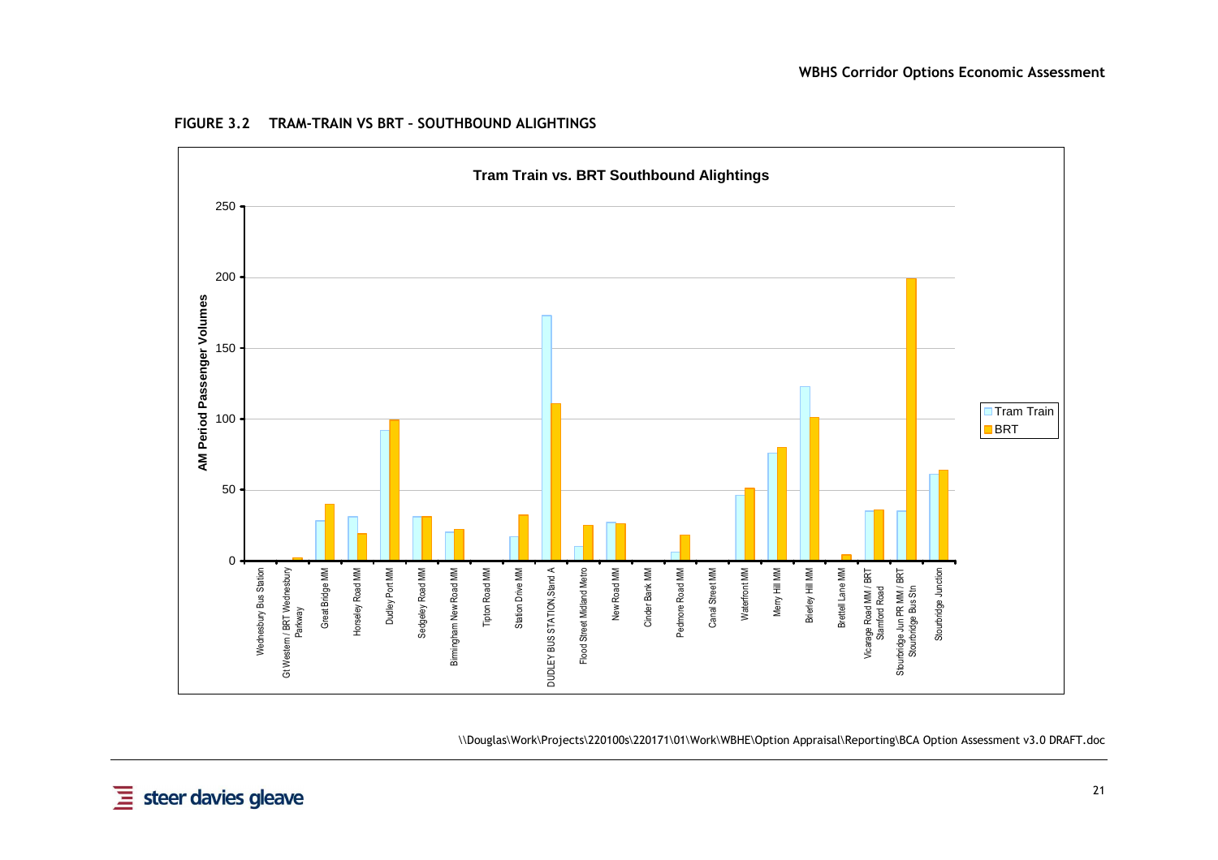### FIGURE 3.2 TRAM-TRAIN VS BRT – SOUTHBOUND ALIGHTINGS

**Tram Train vs. BRT Southbound Alightings**

AM Period Passenger Volumes

| Stop | Tram Train | BRT |
|---|---|---|
| Wednesbury Bus Station | 0 | 0 |
| Gt Western / BRT Wednesbury Parkway | 0 | 2 |
| Great Bridge MM | 28 | 40 |
| Horseley Road MM | 31 | 19 |
| Dudley Port MM | 92 | 99 |
| Sedgeley Road MM | 31 | 31 |
| Birmingham New Road MM | 20 | 22 |
| Tipton Road MM | 0 | 0 |
| Station Drive MM | 17 | 32 |
| DUDLEY BUS STATION,Stand A | 173 | 111 |
| Flood Street Midland Metro | 10 | 25 |
| New Road MM | 27 | 26 |
| Cinder Bank MM | 0 | 0 |
| Pedmore Road MM | 6 | 18 |
| Canal Street MM | 0 | 0 |
| Waterfront MM | 46 | 51 |
| Merry Hill MM | 76 | 80 |
| Brierley Hill MM | 123 | 101 |
| Brettell Lane MM | 0 | 4 |
| Vicarage Road MM / BRT Stamford Road | 35 | 36 |
| Stourbridge Jun PR MM / BRT Stourbridge Bus Stn | 35 | 199 |
| Stourbridge Junction | 61 | 64 |

\\Douglas\Work\Projects\220100s\220171\01\Work\WBHE\Option Appraisal\Reporting\BCA Option Assessment v3.0 DRAFT.doc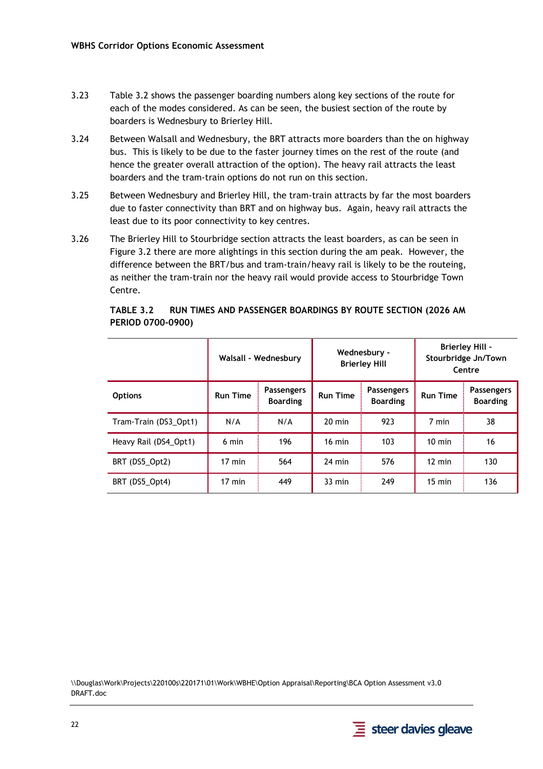3.23 Table 3.2 shows the passenger boarding numbers along key sections of the route for each of the modes considered. As can be seen, the busiest section of the route by boarders is Wednesbury to Brierley Hill.

3.24 Between Walsall and Wednesbury, the BRT attracts more boarders than the on highway bus. This is likely to be due to the faster journey times on the rest of the route (and hence the greater overall attraction of the option). The heavy rail attracts the least boarders and the tram-train options do not run on this section.

3.25 Between Wednesbury and Brierley Hill, the tram-train attracts by far the most boarders due to faster connectivity than BRT and on highway bus. Again, heavy rail attracts the least due to its poor connectivity to key centres.

3.26 The Brierley Hill to Stourbridge section attracts the least boarders, as can be seen in Figure 3.2 there are more alightings in this section during the am peak. However, the difference between the BRT/bus and tram-train/heavy rail is likely to be the routeing, as neither the tram-train nor the heavy rail would provide access to Stourbridge Town Centre.

**TABLE 3.2 RUN TIMES AND PASSENGER BOARDINGS BY ROUTE SECTION (2026 AM PERIOD 0700-0900)**

| | Walsall - Wednesbury | | Wednesbury - Brierley Hill | | Brierley Hill - Stourbridge Jn/Town Centre | |
|---|---|---|---|---|---|---|
| **Options** | **Run Time** | **Passengers Boarding** | **Run Time** | **Passengers Boarding** | **Run Time** | **Passengers Boarding** |
| Tram-Train (DS3_Opt1) | N/A | N/A | 20 min | 923 | 7 min | 38 |
| Heavy Rail (DS4_Opt1) | 6 min | 196 | 16 min | 103 | 10 min | 16 |
| BRT (DS5_Opt2) | 17 min | 564 | 24 min | 576 | 12 min | 130 |
| BRT (DS5_Opt4) | 17 min | 449 | 33 min | 249 | 15 min | 136 |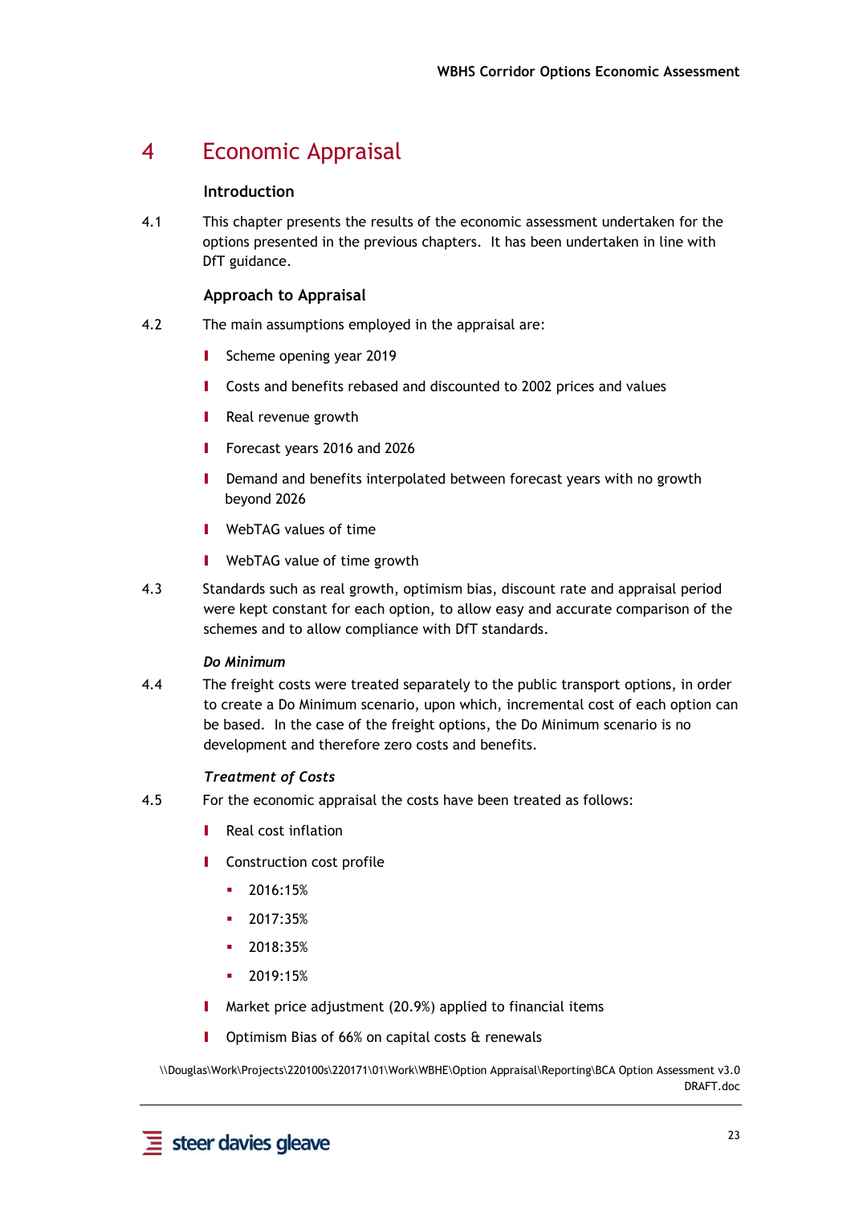# 4 Economic Appraisal

### Introduction

4.1 This chapter presents the results of the economic assessment undertaken for the options presented in the previous chapters. It has been undertaken in line with DfT guidance.

### Approach to Appraisal

4.2 The main assumptions employed in the appraisal are:

- Scheme opening year 2019
- Costs and benefits rebased and discounted to 2002 prices and values
- Real revenue growth
- Forecast years 2016 and 2026
- Demand and benefits interpolated between forecast years with no growth beyond 2026
- WebTAG values of time
- WebTAG value of time growth

4.3 Standards such as real growth, optimism bias, discount rate and appraisal period were kept constant for each option, to allow easy and accurate comparison of the schemes and to allow compliance with DfT standards.

#### *Do Minimum*

4.4 The freight costs were treated separately to the public transport options, in order to create a Do Minimum scenario, upon which, incremental cost of each option can be based. In the case of the freight options, the Do Minimum scenario is no development and therefore zero costs and benefits.

#### *Treatment of Costs*

4.5 For the economic appraisal the costs have been treated as follows:

- Real cost inflation
- Construction cost profile
  - 2016:15%
  - 2017:35%
  - 2018:35%
  - 2019:15%
- Market price adjustment (20.9%) applied to financial items
- Optimism Bias of 66% on capital costs & renewals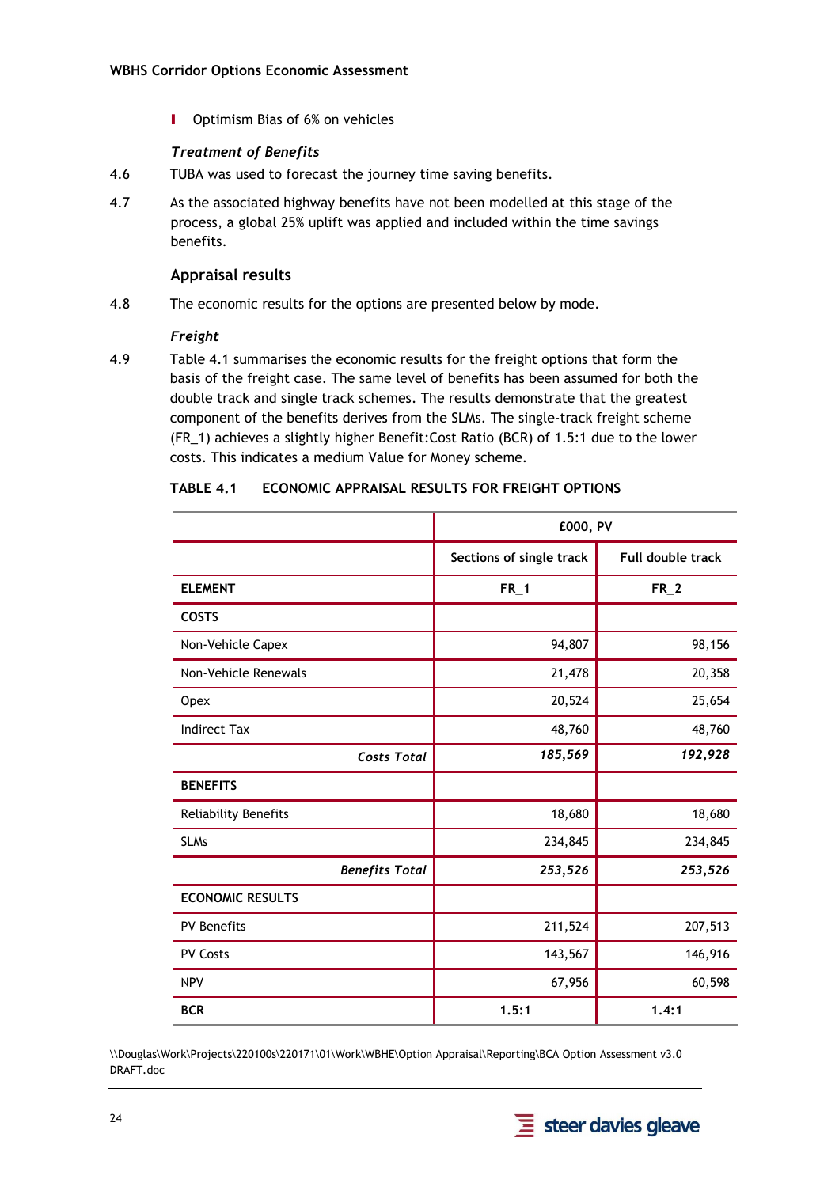- Optimism Bias of 6% on vehicles

*Treatment of Benefits*

4.6 TUBA was used to forecast the journey time saving benefits.

4.7 As the associated highway benefits have not been modelled at this stage of the process, a global 25% uplift was applied and included within the time savings benefits.

### Appraisal results

4.8 The economic results for the options are presented below by mode.

*Freight*

4.9 Table 4.1 summarises the economic results for the freight options that form the basis of the freight case. The same level of benefits has been assumed for both the double track and single track schemes. The results demonstrate that the greatest component of the benefits derives from the SLMs. The single-track freight scheme (FR_1) achieves a slightly higher Benefit:Cost Ratio (BCR) of 1.5:1 due to the lower costs. This indicates a medium Value for Money scheme.

**TABLE 4.1 ECONOMIC APPRAISAL RESULTS FOR FREIGHT OPTIONS**

| | £000, PV | |
|---|---|---|
| | Sections of single track | Full double track |
| **ELEMENT** | **FR_1** | **FR_2** |
| **COSTS** | | |
| Non-Vehicle Capex | 94,807 | 98,156 |
| Non-Vehicle Renewals | 21,478 | 20,358 |
| Opex | 20,524 | 25,654 |
| Indirect Tax | 48,760 | 48,760 |
| ***Costs Total*** | ***185,569*** | ***192,928*** |
| **BENEFITS** | | |
| Reliability Benefits | 18,680 | 18,680 |
| SLMs | 234,845 | 234,845 |
| ***Benefits Total*** | ***253,526*** | ***253,526*** |
| **ECONOMIC RESULTS** | | |
| PV Benefits | 211,524 | 207,513 |
| PV Costs | 143,567 | 146,916 |
| NPV | 67,956 | 60,598 |
| **BCR** | **1.5:1** | **1.4:1** |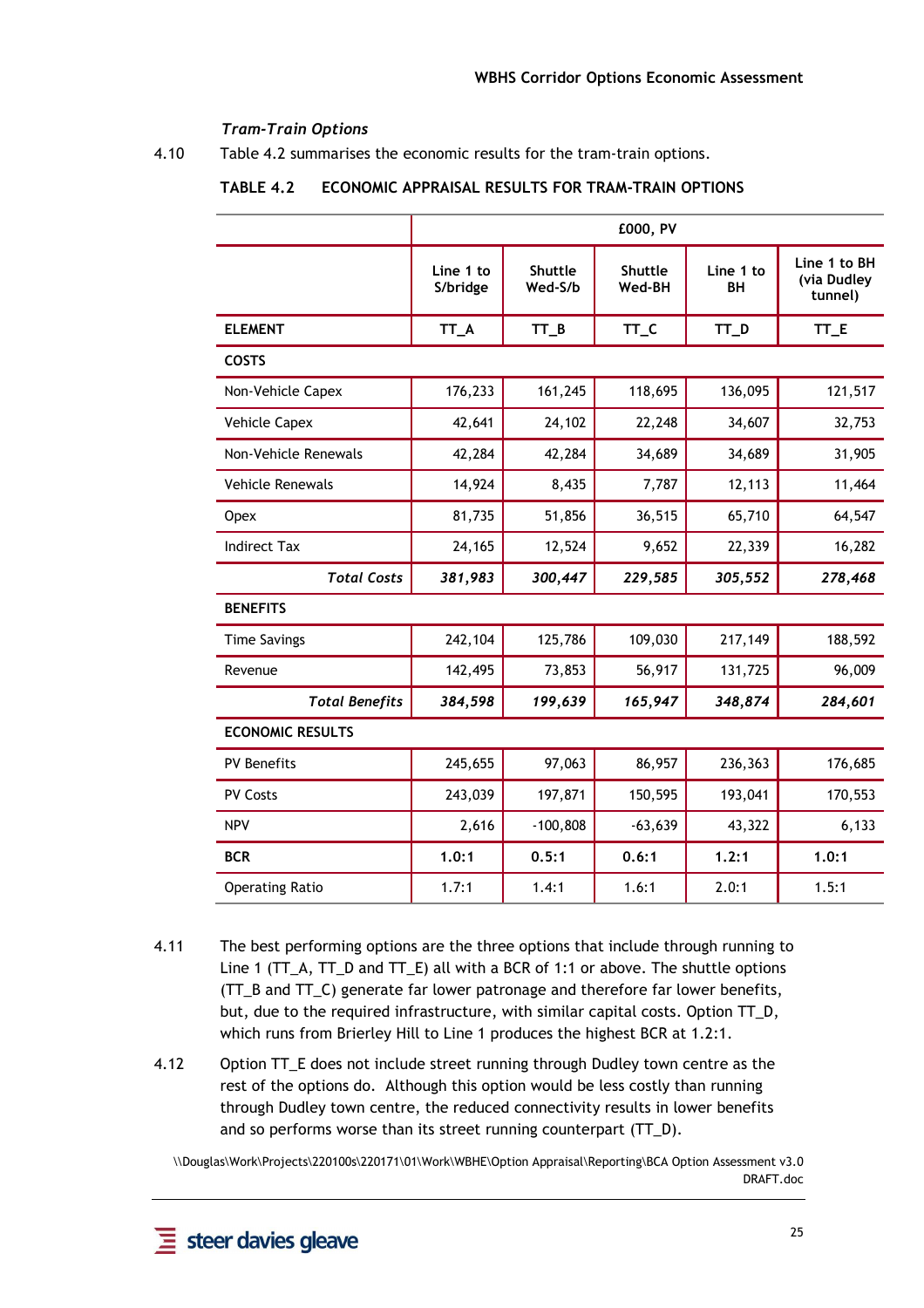### *Tram-Train Options*

4.10 Table 4.2 summarises the economic results for the tram-train options.

**TABLE 4.2 ECONOMIC APPRAISAL RESULTS FOR TRAM-TRAIN OPTIONS**

| | £000, PV | | | | |
|---|---|---|---|---|---|
| | Line 1 to S/bridge | Shuttle Wed-S/b | Shuttle Wed-BH | Line 1 to BH | Line 1 to BH (via Dudley tunnel) |
| **ELEMENT** | **TT_A** | **TT_B** | **TT_C** | **TT_D** | **TT_E** |
| **COSTS** | | | | | |
| Non-Vehicle Capex | 176,233 | 161,245 | 118,695 | 136,095 | 121,517 |
| Vehicle Capex | 42,641 | 24,102 | 22,248 | 34,607 | 32,753 |
| Non-Vehicle Renewals | 42,284 | 42,284 | 34,689 | 34,689 | 31,905 |
| Vehicle Renewals | 14,924 | 8,435 | 7,787 | 12,113 | 11,464 |
| Opex | 81,735 | 51,856 | 36,515 | 65,710 | 64,547 |
| Indirect Tax | 24,165 | 12,524 | 9,652 | 22,339 | 16,282 |
| ***Total Costs*** | ***381,983*** | ***300,447*** | ***229,585*** | ***305,552*** | ***278,468*** |
| **BENEFITS** | | | | | |
| Time Savings | 242,104 | 125,786 | 109,030 | 217,149 | 188,592 |
| Revenue | 142,495 | 73,853 | 56,917 | 131,725 | 96,009 |
| ***Total Benefits*** | ***384,598*** | ***199,639*** | ***165,947*** | ***348,874*** | ***284,601*** |
| **ECONOMIC RESULTS** | | | | | |
| PV Benefits | 245,655 | 97,063 | 86,957 | 236,363 | 176,685 |
| PV Costs | 243,039 | 197,871 | 150,595 | 193,041 | 170,553 |
| NPV | 2,616 | -100,808 | -63,639 | 43,322 | 6,133 |
| **BCR** | **1.0:1** | **0.5:1** | **0.6:1** | **1.2:1** | **1.0:1** |
| Operating Ratio | 1.7:1 | 1.4:1 | 1.6:1 | 2.0:1 | 1.5:1 |

4.11 The best performing options are the three options that include through running to Line 1 (TT_A, TT_D and TT_E) all with a BCR of 1:1 or above. The shuttle options (TT_B and TT_C) generate far lower patronage and therefore far lower benefits, but, due to the required infrastructure, with similar capital costs. Option TT_D, which runs from Brierley Hill to Line 1 produces the highest BCR at 1.2:1.

4.12 Option TT_E does not include street running through Dudley town centre as the rest of the options do. Although this option would be less costly than running through Dudley town centre, the reduced connectivity results in lower benefits and so performs worse than its street running counterpart (TT_D).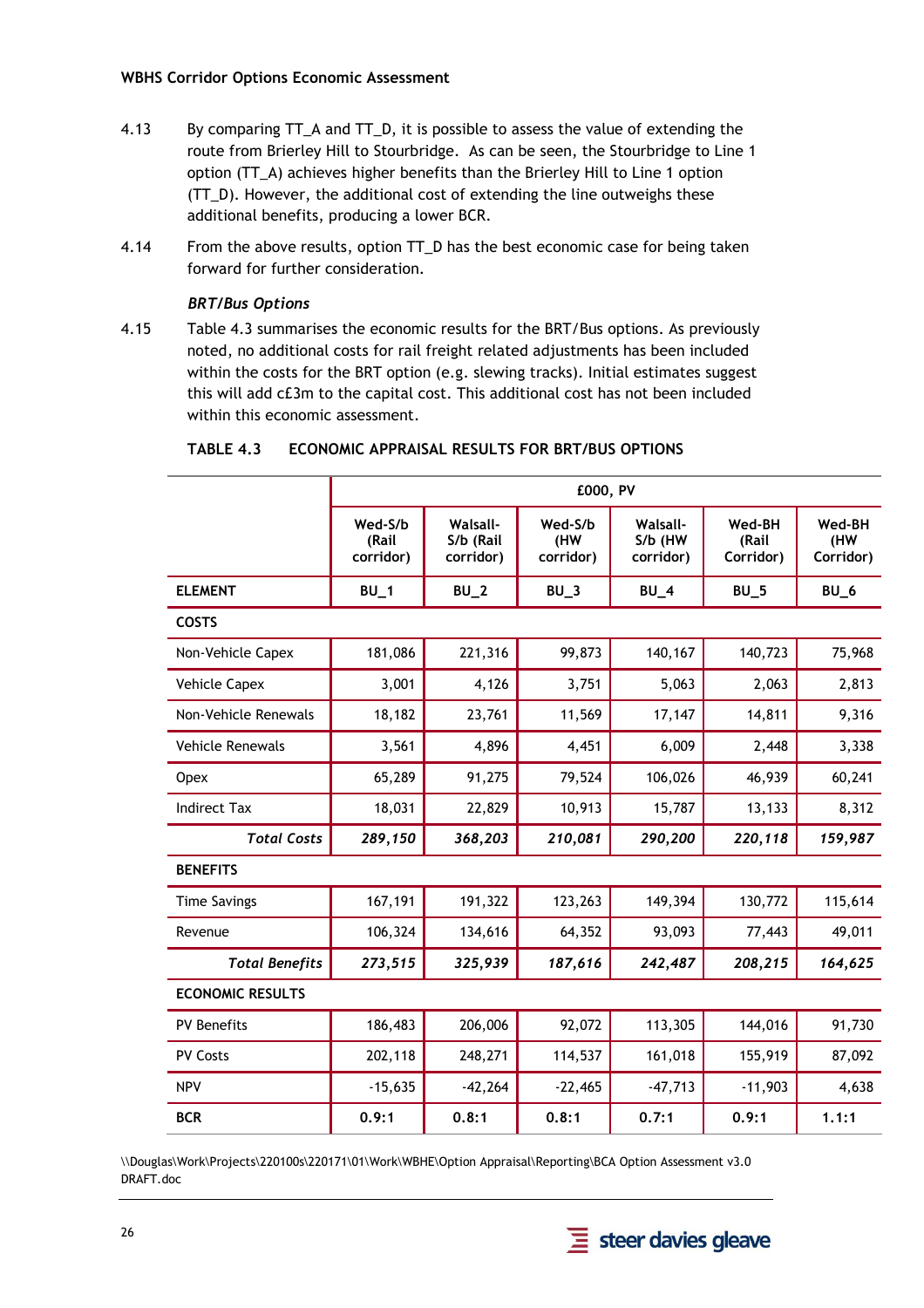4.13 By comparing TT_A and TT_D, it is possible to assess the value of extending the route from Brierley Hill to Stourbridge. As can be seen, the Stourbridge to Line 1 option (TT_A) achieves higher benefits than the Brierley Hill to Line 1 option (TT_D). However, the additional cost of extending the line outweighs these additional benefits, producing a lower BCR.

4.14 From the above results, option TT_D has the best economic case for being taken forward for further consideration.

### *BRT/Bus Options*

4.15 Table 4.3 summarises the economic results for the BRT/Bus options. As previously noted, no additional costs for rail freight related adjustments has been included within the costs for the BRT option (e.g. slewing tracks). Initial estimates suggest this will add c£3m to the capital cost. This additional cost has not been included within this economic assessment.

**TABLE 4.3 ECONOMIC APPRAISAL RESULTS FOR BRT/BUS OPTIONS**

| | £000, PV | | | | | |
|---|---|---|---|---|---|---|
| | Wed-S/b (Rail corridor) | Walsall-S/b (Rail corridor) | Wed-S/b (HW corridor) | Walsall-S/b (HW corridor) | Wed-BH (Rail Corridor) | Wed-BH (HW Corridor) |
| **ELEMENT** | **BU_1** | **BU_2** | **BU_3** | **BU_4** | **BU_5** | **BU_6** |
| **COSTS** | | | | | | |
| Non-Vehicle Capex | 181,086 | 221,316 | 99,873 | 140,167 | 140,723 | 75,968 |
| Vehicle Capex | 3,001 | 4,126 | 3,751 | 5,063 | 2,063 | 2,813 |
| Non-Vehicle Renewals | 18,182 | 23,761 | 11,569 | 17,147 | 14,811 | 9,316 |
| Vehicle Renewals | 3,561 | 4,896 | 4,451 | 6,009 | 2,448 | 3,338 |
| Opex | 65,289 | 91,275 | 79,524 | 106,026 | 46,939 | 60,241 |
| Indirect Tax | 18,031 | 22,829 | 10,913 | 15,787 | 13,133 | 8,312 |
| ***Total Costs*** | ***289,150*** | ***368,203*** | ***210,081*** | ***290,200*** | ***220,118*** | ***159,987*** |
| **BENEFITS** | | | | | | |
| Time Savings | 167,191 | 191,322 | 123,263 | 149,394 | 130,772 | 115,614 |
| Revenue | 106,324 | 134,616 | 64,352 | 93,093 | 77,443 | 49,011 |
| ***Total Benefits*** | ***273,515*** | ***325,939*** | ***187,616*** | ***242,487*** | ***208,215*** | ***164,625*** |
| **ECONOMIC RESULTS** | | | | | | |
| PV Benefits | 186,483 | 206,006 | 92,072 | 113,305 | 144,016 | 91,730 |
| PV Costs | 202,118 | 248,271 | 114,537 | 161,018 | 155,919 | 87,092 |
| NPV | -15,635 | -42,264 | -22,465 | -47,713 | -11,903 | 4,638 |
| **BCR** | **0.9:1** | **0.8:1** | **0.8:1** | **0.7:1** | **0.9:1** | **1.1:1** |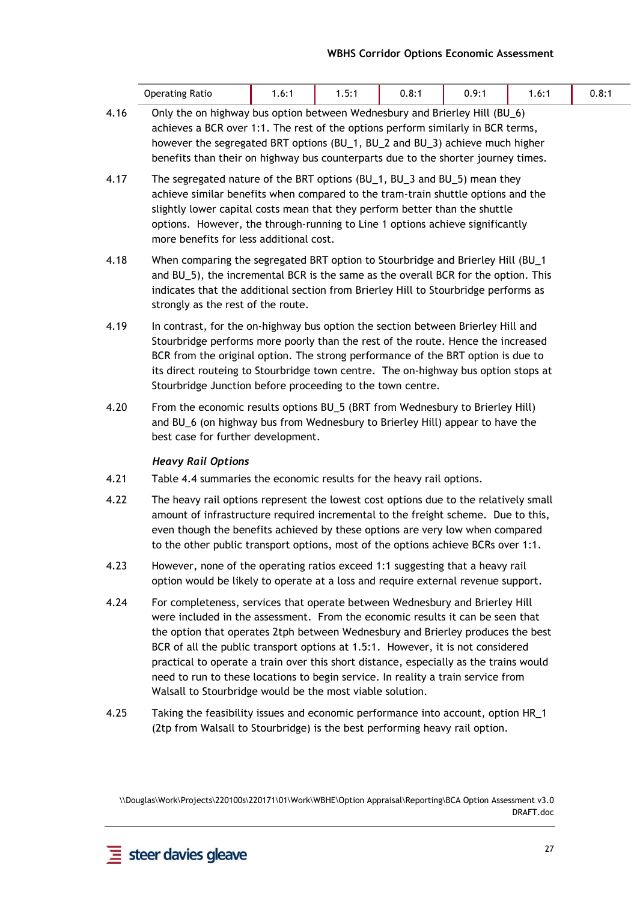| Operating Ratio | 1.6:1 | 1.5:1 | 0.8:1 | 0.9:1 | 1.6:1 | 0.8:1 |
|---|---|---|---|---|---|---|

4.16 Only the on highway bus option between Wednesbury and Brierley Hill (BU_6) achieves a BCR over 1:1. The rest of the options perform similarly in BCR terms, however the segregated BRT options (BU_1, BU_2 and BU_3) achieve much higher benefits than their on highway bus counterparts due to the shorter journey times.

4.17 The segregated nature of the BRT options (BU_1, BU_3 and BU_5) mean they achieve similar benefits when compared to the tram-train shuttle options and the slightly lower capital costs mean that they perform better than the shuttle options. However, the through-running to Line 1 options achieve significantly more benefits for less additional cost.

4.18 When comparing the segregated BRT option to Stourbridge and Brierley Hill (BU_1 and BU_5), the incremental BCR is the same as the overall BCR for the option. This indicates that the additional section from Brierley Hill to Stourbridge performs as strongly as the rest of the route.

4.19 In contrast, for the on-highway bus option the section between Brierley Hill and Stourbridge performs more poorly than the rest of the route. Hence the increased BCR from the original option. The strong performance of the BRT option is due to its direct routeing to Stourbridge town centre. The on-highway bus option stops at Stourbridge Junction before proceeding to the town centre.

4.20 From the economic results options BU_5 (BRT from Wednesbury to Brierley Hill) and BU_6 (on highway bus from Wednesbury to Brierley Hill) appear to have the best case for further development.

***Heavy Rail Options***

4.21 Table 4.4 summaries the economic results for the heavy rail options.

4.22 The heavy rail options represent the lowest cost options due to the relatively small amount of infrastructure required incremental to the freight scheme. Due to this, even though the benefits achieved by these options are very low when compared to the other public transport options, most of the options achieve BCRs over 1:1.

4.23 However, none of the operating ratios exceed 1:1 suggesting that a heavy rail option would be likely to operate at a loss and require external revenue support.

4.24 For completeness, services that operate between Wednesbury and Brierley Hill were included in the assessment. From the economic results it can be seen that the option that operates 2tph between Wednesbury and Brierley produces the best BCR of all the public transport options at 1.5:1. However, it is not considered practical to operate a train over this short distance, especially as the trains would need to run to these locations to begin service. In reality a train service from Walsall to Stourbridge would be the most viable solution.

4.25 Taking the feasibility issues and economic performance into account, option HR_1 (2tp from Walsall to Stourbridge) is the best performing heavy rail option.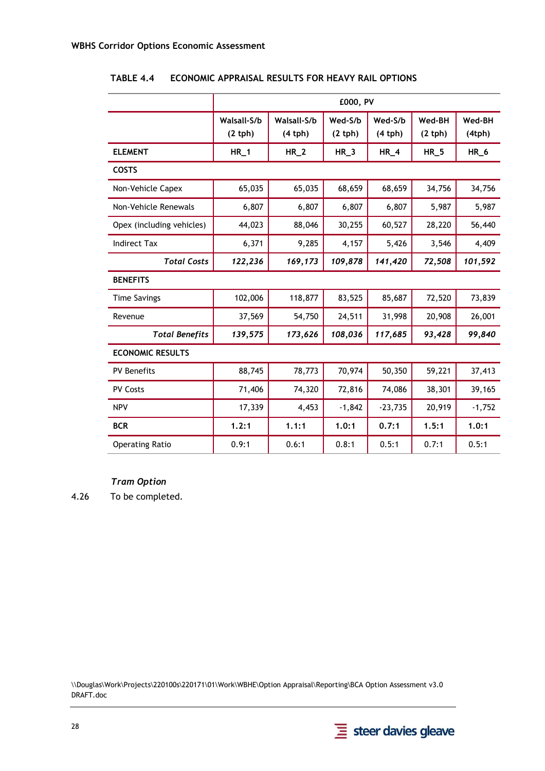TABLE 4.4 ECONOMIC APPRAISAL RESULTS FOR HEAVY RAIL OPTIONS

| | £000, PV | | | | | |
|---|---|---|---|---|---|---|
| | Walsall-S/b (2 tph) | Walsall-S/b (4 tph) | Wed-S/b (2 tph) | Wed-S/b (4 tph) | Wed-BH (2 tph) | Wed-BH (4tph) |
| **ELEMENT** | **HR_1** | **HR_2** | **HR_3** | **HR_4** | **HR_5** | **HR_6** |
| **COSTS** | | | | | | |
| Non-Vehicle Capex | 65,035 | 65,035 | 68,659 | 68,659 | 34,756 | 34,756 |
| Non-Vehicle Renewals | 6,807 | 6,807 | 6,807 | 6,807 | 5,987 | 5,987 |
| Opex (including vehicles) | 44,023 | 88,046 | 30,255 | 60,527 | 28,220 | 56,440 |
| Indirect Tax | 6,371 | 9,285 | 4,157 | 5,426 | 3,546 | 4,409 |
| ***Total Costs*** | ***122,236*** | ***169,173*** | ***109,878*** | ***141,420*** | ***72,508*** | ***101,592*** |
| **BENEFITS** | | | | | | |
| Time Savings | 102,006 | 118,877 | 83,525 | 85,687 | 72,520 | 73,839 |
| Revenue | 37,569 | 54,750 | 24,511 | 31,998 | 20,908 | 26,001 |
| ***Total Benefits*** | ***139,575*** | ***173,626*** | ***108,036*** | ***117,685*** | ***93,428*** | ***99,840*** |
| **ECONOMIC RESULTS** | | | | | | |
| PV Benefits | 88,745 | 78,773 | 70,974 | 50,350 | 59,221 | 37,413 |
| PV Costs | 71,406 | 74,320 | 72,816 | 74,086 | 38,301 | 39,165 |
| NPV | 17,339 | 4,453 | -1,842 | -23,735 | 20,919 | -1,752 |
| **BCR** | **1.2:1** | **1.1:1** | **1.0:1** | **0.7:1** | **1.5:1** | **1.0:1** |
| Operating Ratio | 0.9:1 | 0.6:1 | 0.8:1 | 0.5:1 | 0.7:1 | 0.5:1 |

***Tram Option***

4.26 To be completed.

\\Douglas\Work\Projects\220100s\220171\01\Work\WBHE\Option Appraisal\Reporting\BCA Option Assessment v3.0 DRAFT.doc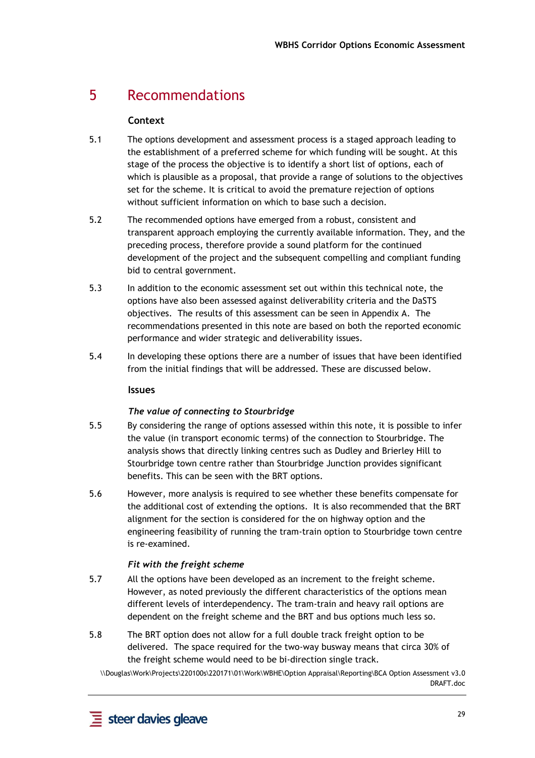# 5 Recommendations

### Context

5.1 The options development and assessment process is a staged approach leading to the establishment of a preferred scheme for which funding will be sought. At this stage of the process the objective is to identify a short list of options, each of which is plausible as a proposal, that provide a range of solutions to the objectives set for the scheme. It is critical to avoid the premature rejection of options without sufficient information on which to base such a decision.

5.2 The recommended options have emerged from a robust, consistent and transparent approach employing the currently available information. They, and the preceding process, therefore provide a sound platform for the continued development of the project and the subsequent compelling and compliant funding bid to central government.

5.3 In addition to the economic assessment set out within this technical note, the options have also been assessed against deliverability criteria and the DaSTS objectives. The results of this assessment can be seen in Appendix A. The recommendations presented in this note are based on both the reported economic performance and wider strategic and deliverability issues.

5.4 In developing these options there are a number of issues that have been identified from the initial findings that will be addressed. These are discussed below.

### Issues

*The value of connecting to Stourbridge*

5.5 By considering the range of options assessed within this note, it is possible to infer the value (in transport economic terms) of the connection to Stourbridge. The analysis shows that directly linking centres such as Dudley and Brierley Hill to Stourbridge town centre rather than Stourbridge Junction provides significant benefits. This can be seen with the BRT options.

5.6 However, more analysis is required to see whether these benefits compensate for the additional cost of extending the options. It is also recommended that the BRT alignment for the section is considered for the on highway option and the engineering feasibility of running the tram-train option to Stourbridge town centre is re-examined.

*Fit with the freight scheme*

5.7 All the options have been developed as an increment to the freight scheme. However, as noted previously the different characteristics of the options mean different levels of interdependency. The tram-train and heavy rail options are dependent on the freight scheme and the BRT and bus options much less so.

5.8 The BRT option does not allow for a full double track freight option to be delivered. The space required for the two-way busway means that circa 30% of the freight scheme would need to be bi-direction single track.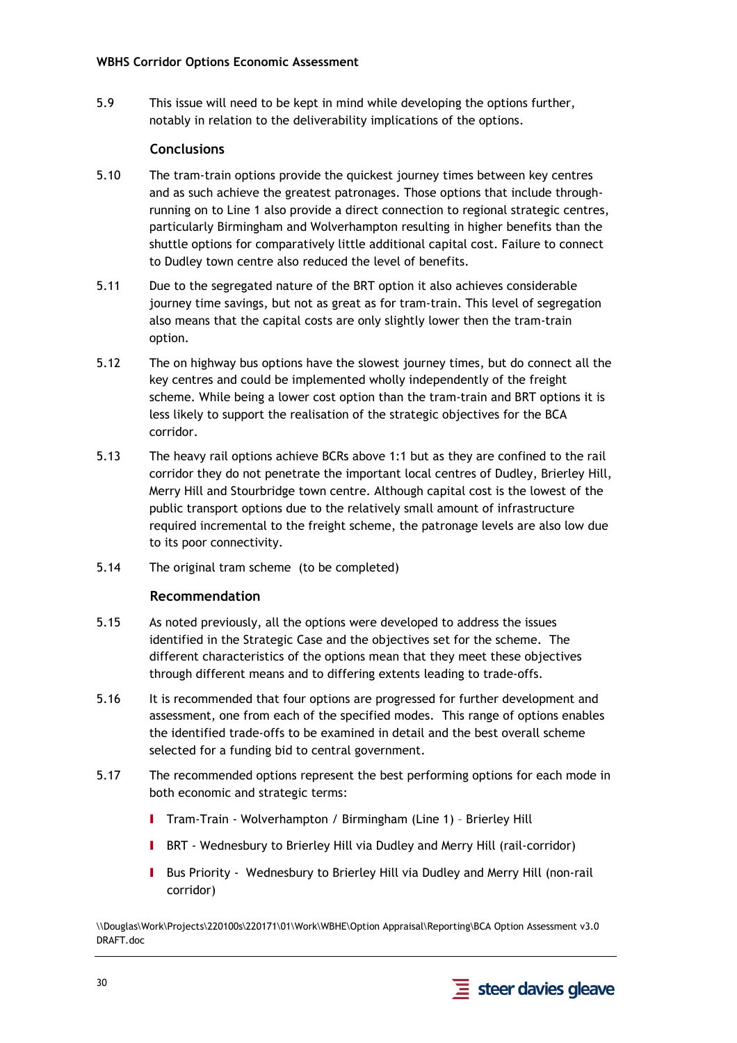5.9 This issue will need to be kept in mind while developing the options further, notably in relation to the deliverability implications of the options.

### Conclusions

5.10 The tram-train options provide the quickest journey times between key centres and as such achieve the greatest patronages. Those options that include through-running on to Line 1 also provide a direct connection to regional strategic centres, particularly Birmingham and Wolverhampton resulting in higher benefits than the shuttle options for comparatively little additional capital cost. Failure to connect to Dudley town centre also reduced the level of benefits.

5.11 Due to the segregated nature of the BRT option it also achieves considerable journey time savings, but not as great as for tram-train. This level of segregation also means that the capital costs are only slightly lower then the tram-train option.

5.12 The on highway bus options have the slowest journey times, but do connect all the key centres and could be implemented wholly independently of the freight scheme. While being a lower cost option than the tram-train and BRT options it is less likely to support the realisation of the strategic objectives for the BCA corridor.

5.13 The heavy rail options achieve BCRs above 1:1 but as they are confined to the rail corridor they do not penetrate the important local centres of Dudley, Brierley Hill, Merry Hill and Stourbridge town centre. Although capital cost is the lowest of the public transport options due to the relatively small amount of infrastructure required incremental to the freight scheme, the patronage levels are also low due to its poor connectivity.

5.14 The original tram scheme (to be completed)

### Recommendation

5.15 As noted previously, all the options were developed to address the issues identified in the Strategic Case and the objectives set for the scheme. The different characteristics of the options mean that they meet these objectives through different means and to differing extents leading to trade-offs.

5.16 It is recommended that four options are progressed for further development and assessment, one from each of the specified modes. This range of options enables the identified trade-offs to be examined in detail and the best overall scheme selected for a funding bid to central government.

5.17 The recommended options represent the best performing options for each mode in both economic and strategic terms:

- Tram-Train - Wolverhampton / Birmingham (Line 1) – Brierley Hill
- BRT - Wednesbury to Brierley Hill via Dudley and Merry Hill (rail-corridor)
- Bus Priority - Wednesbury to Brierley Hill via Dudley and Merry Hill (non-rail corridor)

\\Douglas\Work\Projects\220100s\220171\01\Work\WBHE\Option Appraisal\Reporting\BCA Option Assessment v3.0 DRAFT.doc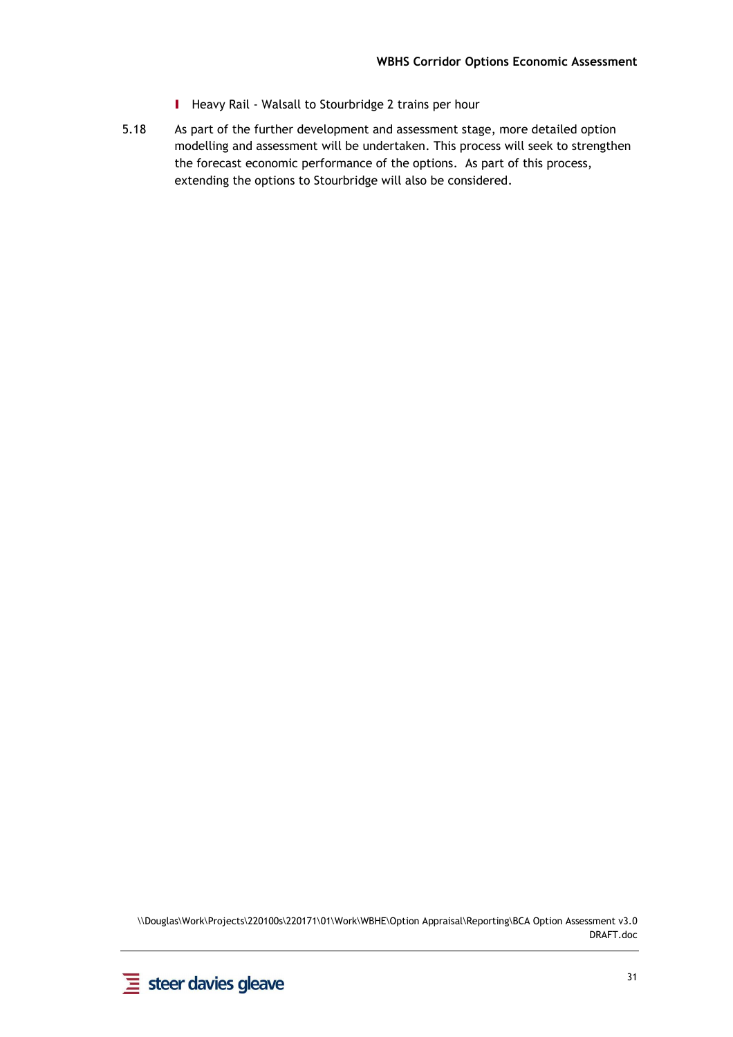- Heavy Rail - Walsall to Stourbridge 2 trains per hour

5.18 As part of the further development and assessment stage, more detailed option modelling and assessment will be undertaken. This process will seek to strengthen the forecast economic performance of the options. As part of this process, extending the options to Stourbridge will also be considered.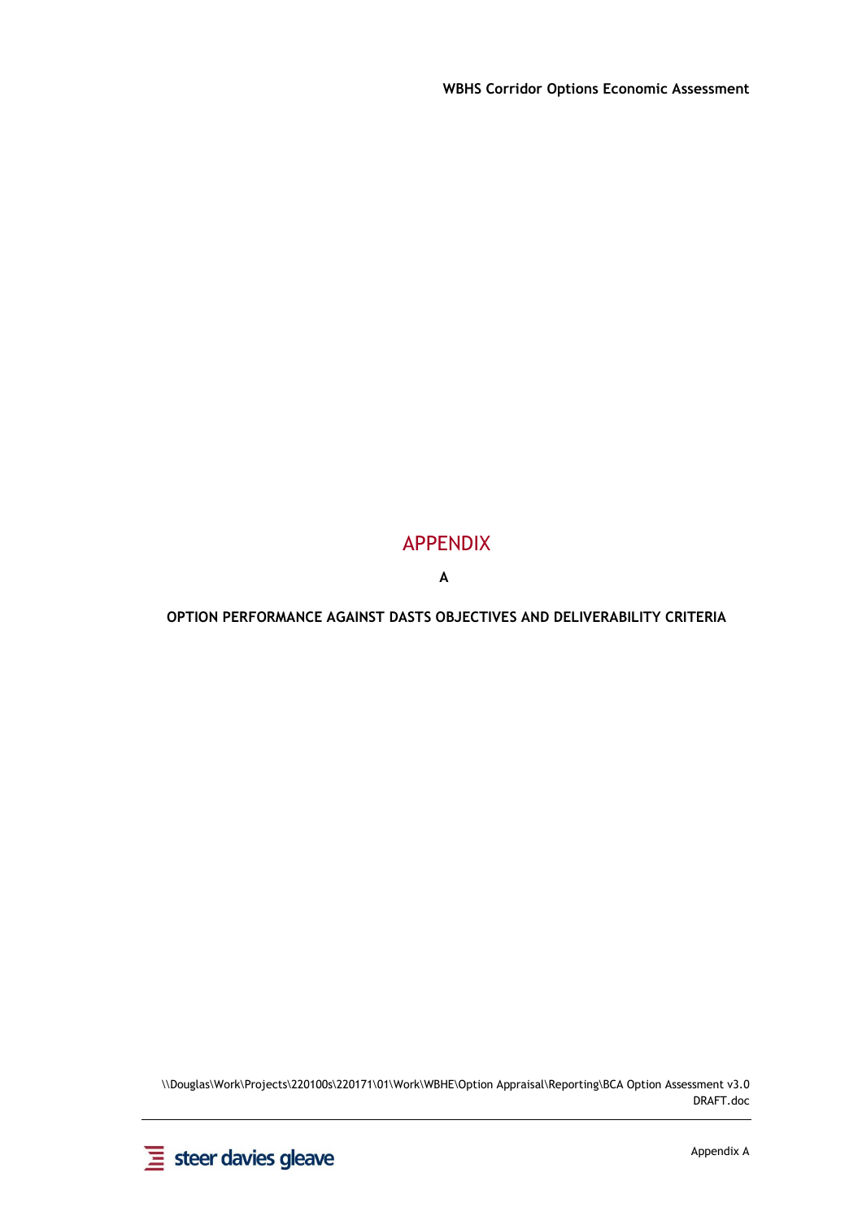# APPENDIX

**A**

**OPTION PERFORMANCE AGAINST DASTS OBJECTIVES AND DELIVERABILITY CRITERIA**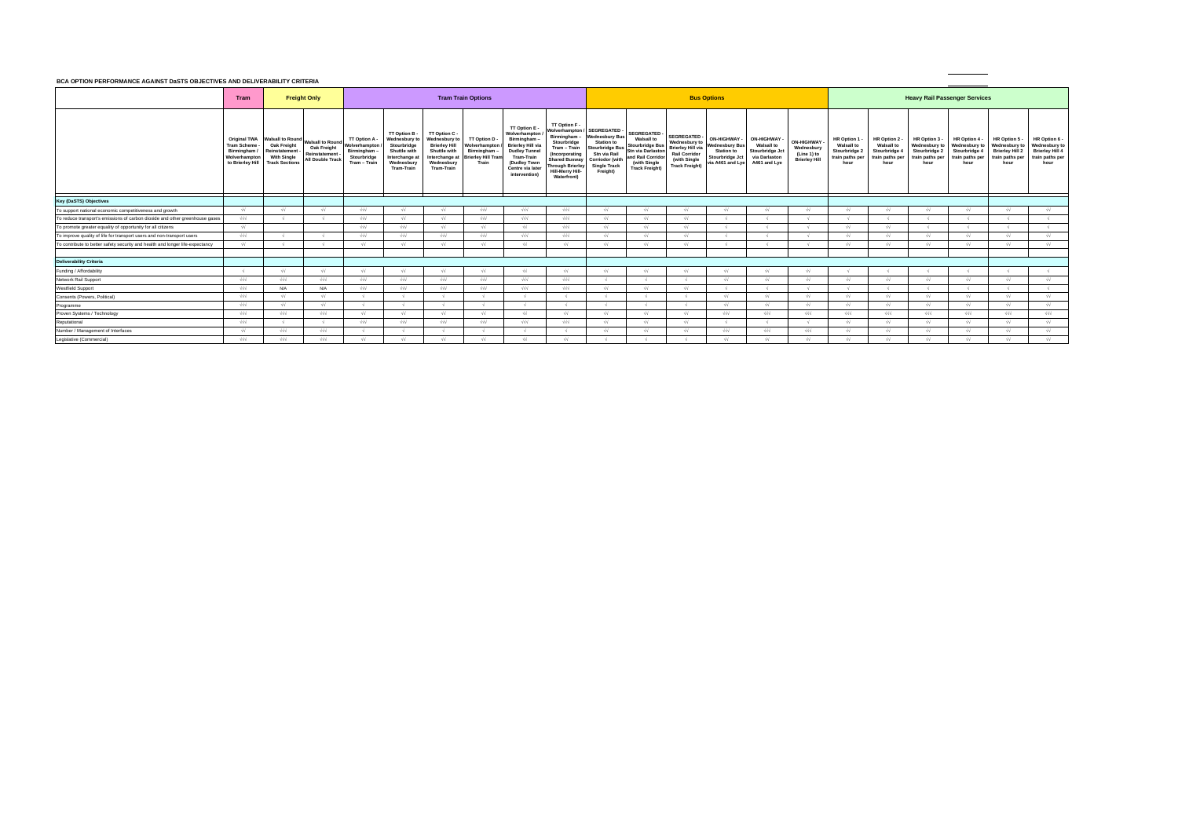BCA OPTION PERFORMANCE AGAINST DaSTS OBJECTIVES AND DELIVERABILITY CRITERIA

| | Tram | Freight Only | | Tram Train Options | | | | | | Bus Options | | | | | | Heavy Rail Passenger Services | | | | | |
|---|---|---|---|---|---|---|---|---|---|---|---|---|---|---|---|---|---|---|---|---|---|
| | Original TWA Tram Scheme - Birmingham / Wolverhampton to Brierley Hill | Walsall to Round Oak Freight Reinstatement - With Single Track Sections | Walsall to Round Oak Freight Reinstatement - All Double Track | TT Option A - Wolverhampton / Birmingham – Stourbridge Tram – Train | TT Option B - Wednesbury to Stourbridge Shuttle with Interchange at Wednesbury Tram-Train | TT Option C - Wednesbury to Brierley Hill Shuttle with Interchange at Wednesbury Tram-Train | TT Option D - Wolverhampton / Birmingham – Brierley Hill Tram Train | TT Option E - Wolverhampton / Birmingham – Brierley Hill via Dudley Tunnel Tram-Train (Dudley Town Centre via later intervention) | TT Option F - Wolverhampton / Birmingham – Stourbridge Tram – Train (Incorporating Shared Busway Through Brierley Hill-Merry Hill-Waterfront) | SEGREGATED - Wednesbury Bus Station to Stourbridge Bus Stn via Rail Corridor (with Single Track Freight) | SEGREGATED - Walsall to Stourbridge Bus Stn via Darlaston and Rail Corridor (with Single Track Freight) | SEGREGATED - Wednesbury to Brierley Hill via Rail Corridor (with Single Track Freight) | ON-HIGHWAY - Wednesbury Bus Station to Stourbridge Jct via A461 and Lye | ON-HIGHWAY - Walsall to Stourbridge Jct via Darlaston A461 and Lye | ON-HIGHWAY - Wednesbury (Line 1) to Brierley Hill | HR Option 1 - Walsall to Stourbridge 2 train paths per hour | HR Option 2 - Walsall to Stourbridge 4 train paths per hour | HR Option 3 - Wednesbury to Stourbridge 2 train paths per hour | HR Option 4 - Wednesbury to Stourbridge 4 train paths per hour | HR Option 5 - Wednesbury to Brierley Hill 2 train paths per hour | HR Option 6 - Wednesbury to Brierley Hill 4 train paths per hour |
| **Key (DaSTS) Objectives** | | | | | | | | | | | | | | | | | | | | | |
| To support national economic competitiveness and growth | √√ | √√ | √√ | √√√ | √√ | √√ | √√√ | √√√ | √√√ | √√ | √√ | √√ | √√ | √√ | √√ | √√ | √√ | √√ | √√ | √√ | √√ |
| To reduce transport's emissions of carbon dioxide and other greenhouse gases | √√√ | √ | √ | √√√ | √√ | √√ | √√√ | √√√ | √√√ | √√ | √√ | √√ | √ | √ | √ | √ | √ | √ | √ | √ | √ |
| To promote greater equality of opportunity for all citizens | √√ | | | √√√ | √√√ | √√ | √√ | √√ | √√√ | √√ | √√ | √√ | √ | √ | √ | √√ | √√ | √ | √ | √ | √ |
| To improve quality of life for transport users and non-transport users | √√√ | √ | √ | √√√ | √√√ | √√√ | √√√ | √√√ | √√√ | √√ | √√ | √√ | √ | √ | √ | √√ | √√ | √√ | √√ | √√ | √√ |
| To contribute to better safety security and health and longer life-expectancy | √√ | √ | √ | √√ | √√ | √√ | √√ | √√ | √√ | √√ | √√ | √√ | √ | √ | √ | √√ | √√ | √√ | √√ | √√ | √√ |
| **Deliverability Criteria** | | | | | | | | | | | | | | | | | | | | | |
| Funding / Affordability | √ | √√ | √√ | √√ | √√ | √√ | √√ | √√ | √√ | √√ | √√ | √√ | √√ | √√ | √√ | √ | √ | √ | √ | √ | √ |
| Network Rail Support | √√√ | √√√ | √√√ | √√√ | √√√ | √√√ | √√√ | √√√ | √√√ | √ | √ | √ | √√ | √√ | √√ | √√ | √√ | √√ | √√ | √√ | √√ |
| Westfield Support | √√√ | N/A | N/A | √√√ | √√√ | √√√ | √√√ | √√√ | √√√ | √√ | √√ | √√ | √ | √ | √ | √ | √ | √ | √ | √ | √ |
| Consents (Powers, Political) | √√√ | √√ | √√ | √ | √ | √ | √ | √ | √ | √ | √ | √ | √√ | √√ | √√ | √√ | √√ | √√ | √√ | √√ | √√ |
| Programme | √√√ | √√ | √√ | √ | √ | √ | √ | √ | √ | √ | √ | √ | √√ | √√ | √√ | √√ | √√ | √√ | √√ | √√ | √√ |
| Proven Systems / Technology | √√√ | √√√ | √√√ | √√ | √√ | √√ | √√ | √√ | √√ | √√ | √√ | √√ | √√√ | √√√ | √√√ | √√√ | √√√ | √√√ | √√√ | √√√ | √√√ |
| Reputational | √√√ | √ | √ | √√√ | √√√ | √√√ | √√√ | √√√ | √√√ | √√ | √√ | √√ | √ | √ | √ | √√ | √√ | √√ | √√ | √√ | √√ |
| Number / Management of Interfaces | √√ | √√√ | √√√ | √ | √ | √ | √ | √ | √ | √√ | √√ | √√ | √√√ | √√√ | √√√ | √√ | √√ | √√ | √√ | √√ | √√ |
| Legislative (Commercial) | √√√ | √√√ | √√√ | √√ | √√ | √√ | √√ | √√ | √√ | √ | √ | √ | √√ | √√ | √√ | √√ | √√ | √√ | √√ | √√ | √√ |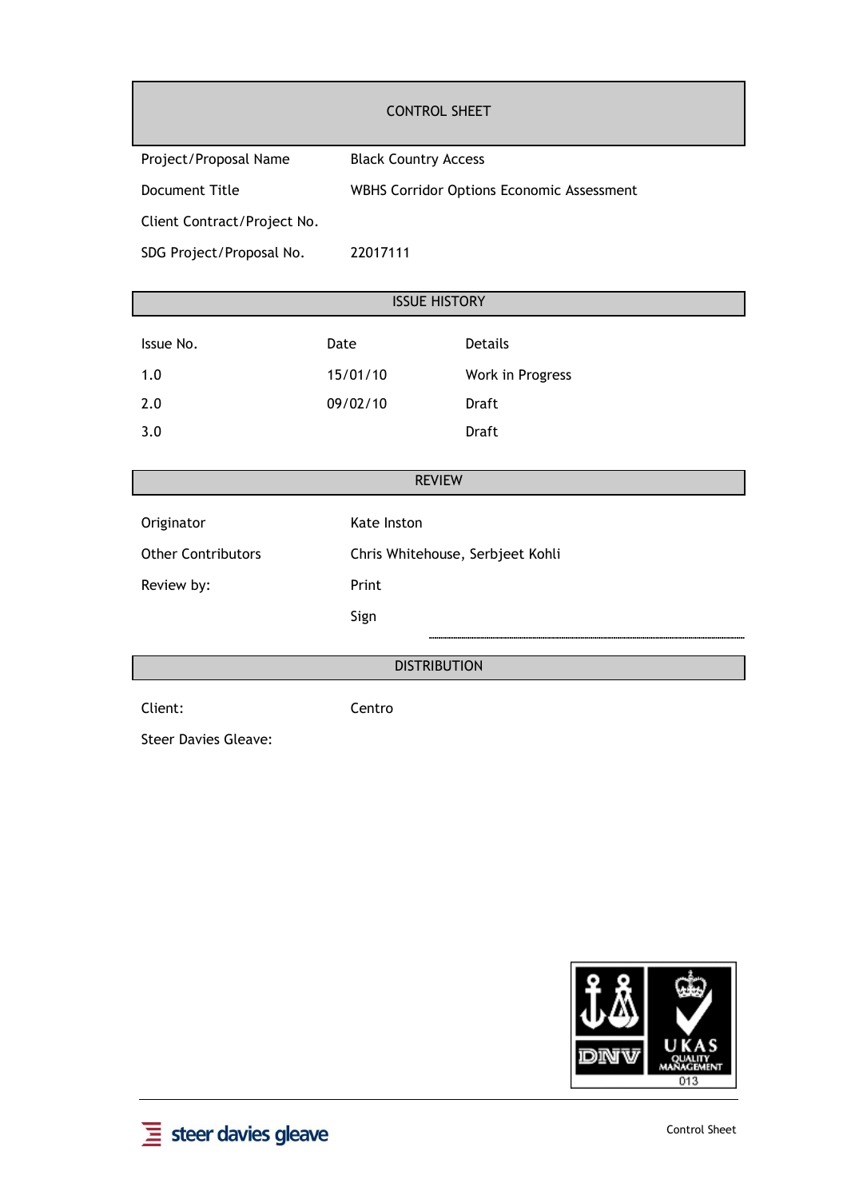# CONTROL SHEET

| | |
|---|---|
| Project/Proposal Name | Black Country Access |
| Document Title | WBHS Corridor Options Economic Assessment |
| Client Contract/Project No. | |
| SDG Project/Proposal No. | 22017111 |

## ISSUE HISTORY

| Issue No. | Date | Details |
|---|---|---|
| 1.0 | 15/01/10 | Work in Progress |
| 2.0 | 09/02/10 | Draft |
| 3.0 | | Draft |

## REVIEW

| | |
|---|---|
| Originator | Kate Inston |
| Other Contributors | Chris Whitehouse, Serbjeet Kohli |
| Review by: | Print |
| | Sign |

## DISTRIBUTION

| | |
|---|---|
| Client: | Centro |
| Steer Davies Gleave: | |